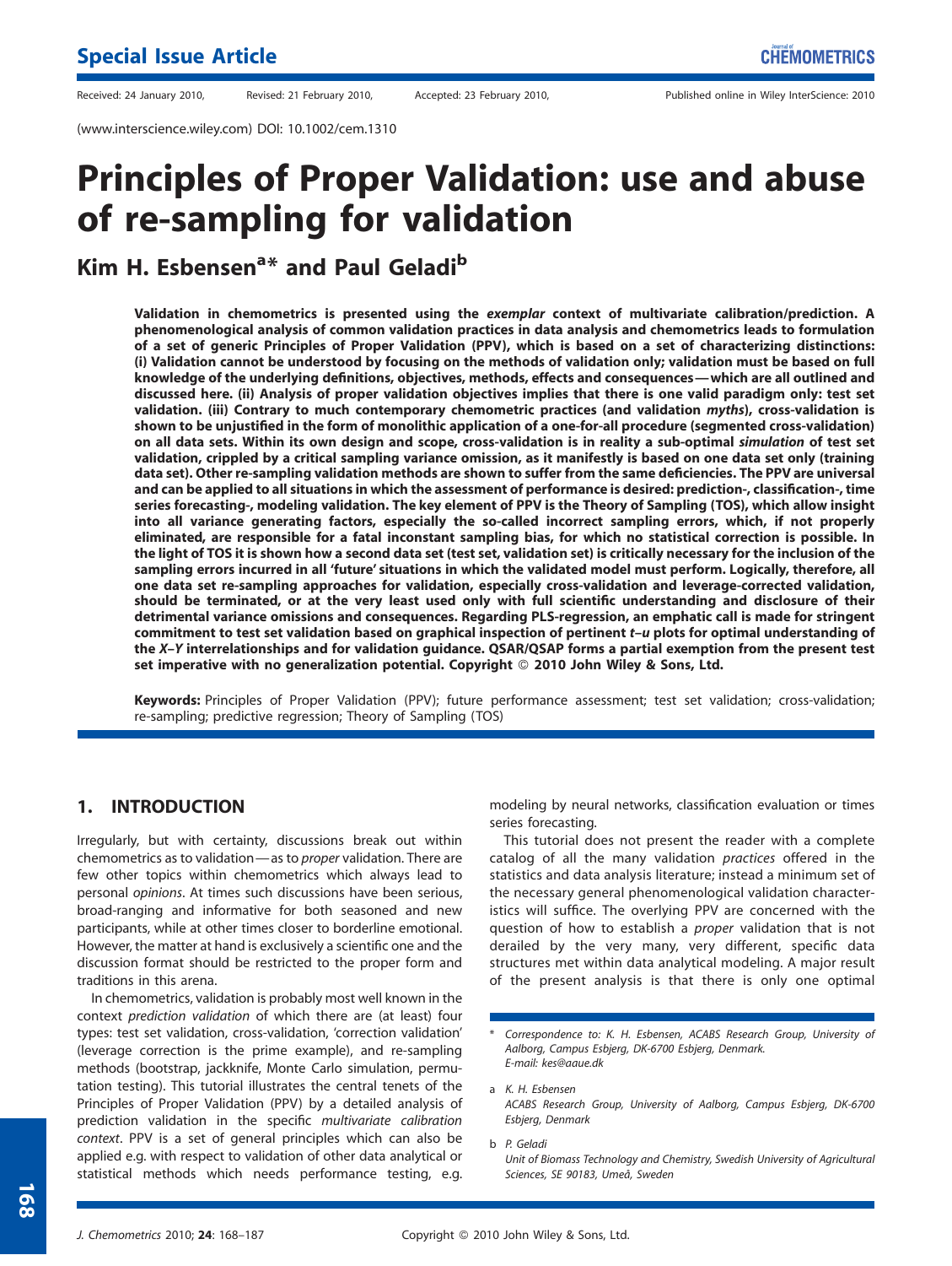Special Issue Article

Received: 24 January 2010, Revised: 21 February 2010, Accepted: 23 February 2010, Published online in Wiley InterScience: 2010

(www.interscience.wiley.com) DOI: 10.1002/cem.1310

# Principles of Proper Validation: use and abuse of re-sampling for validation

**Kim H. Esbensen[a]* and Paul Geladi[b]**

**Validation in chemometrics is presented using the *exemplar* context of multivariate calibration/prediction. A phenomenological analysis of common validation practices in data analysis and chemometrics leads to formulation of a set of generic Principles of Proper Validation (PPV), which is based on a set of characterizing distinctions: (i) Validation cannot be understood by focusing on the methods of validation only; validation must be based on full knowledge of the underlying definitions, objectives, methods, effects and consequences—which are all outlined and discussed here. (ii) Analysis of proper validation objectives implies that there is one valid paradigm only: test set validation. (iii) Contrary to much contemporary chemometric practices (and validation *myths*), cross-validation is shown to be unjustified in the form of monolithic application of a one-for-all procedure (segmented cross-validation) on all data sets. Within its own design and scope, cross-validation is in reality a sub-optimal *simulation* of test set validation, crippled by a critical sampling variance omission, as it manifestly is based on one data set only (training data set). Other re-sampling validation methods are shown to suffer from the same deficiencies. The PPV are universal and can be applied to all situations in which the assessment of performance is desired: prediction-, classification-, time series forecasting-, modeling validation. The key element of PPV is the Theory of Sampling (TOS), which allow insight into all variance generating factors, especially the so-called incorrect sampling errors, which, if not properly eliminated, are responsible for a fatal inconstant sampling bias, for which no statistical correction is possible. In the light of TOS it is shown how a second data set (test set, validation set) is critically necessary for the inclusion of the sampling errors incurred in all 'future' situations in which the validated model must perform. Logically, therefore, all one data set re-sampling approaches for validation, especially cross-validation and leverage-corrected validation, should be terminated, or at the very least used only with full scientific understanding and disclosure of their detrimental variance omissions and consequences. Regarding PLS-regression, an emphatic call is made for stringent commitment to test set validation based on graphical inspection of pertinent *t*–*u* plots for optimal understanding of the *X*–*Y* interrelationships and for validation guidance. QSAR/QSAP forms a partial exemption from the present test set imperative with no generalization potential. Copyright © 2010 John Wiley & Sons, Ltd.**

**Keywords:** Principles of Proper Validation (PPV); future performance assessment; test set validation; cross-validation; re-sampling; predictive regression; Theory of Sampling (TOS)

## 1. INTRODUCTION

Irregularly, but with certainty, discussions break out within chemometrics as to validation—as to *proper* validation. There are few other topics within chemometrics which always lead to personal *opinions*. At times such discussions have been serious, broad-ranging and informative for both seasoned and new participants, while at other times closer to borderline emotional. However, the matter at hand is exclusively a scientific one and the discussion format should be restricted to the proper form and traditions in this arena.

In chemometrics, validation is probably most well known in the context *prediction validation* of which there are (at least) four types: test set validation, cross-validation, 'correction validation' (leverage correction is the prime example), and re-sampling methods (bootstrap, jackknife, Monte Carlo simulation, permutation testing). This tutorial illustrates the central tenets of the Principles of Proper Validation (PPV) by a detailed analysis of prediction validation in the specific *multivariate calibration context*. PPV is a set of general principles which can also be applied e.g. with respect to validation of other data analytical or statistical methods which needs performance testing, e.g. modeling by neural networks, classification evaluation or times series forecasting.

This tutorial does not present the reader with a complete catalog of all the many validation *practices* offered in the statistics and data analysis literature; instead a minimum set of the necessary general phenomenological validation characteristics will suffice. The overlying PPV are concerned with the question of how to establish a *proper* validation that is not derailed by the very many, very different, specific data structures met within data analytical modeling. A major result of the present analysis is that there is only one optimal

\* Correspondence to: K. H. Esbensen, ACABS Research Group, University of Aalborg, Campus Esbjerg, DK-6700 Esbjerg, Denmark. E-mail: kes@aaue.dk

a K. H. Esbensen
ACABS Research Group, University of Aalborg, Campus Esbjerg, DK-6700 Esbjerg, Denmark

b P. Geladi
Unit of Biomass Technology and Chemistry, Swedish University of Agricultural Sciences, SE 90183, Umeå, Sweden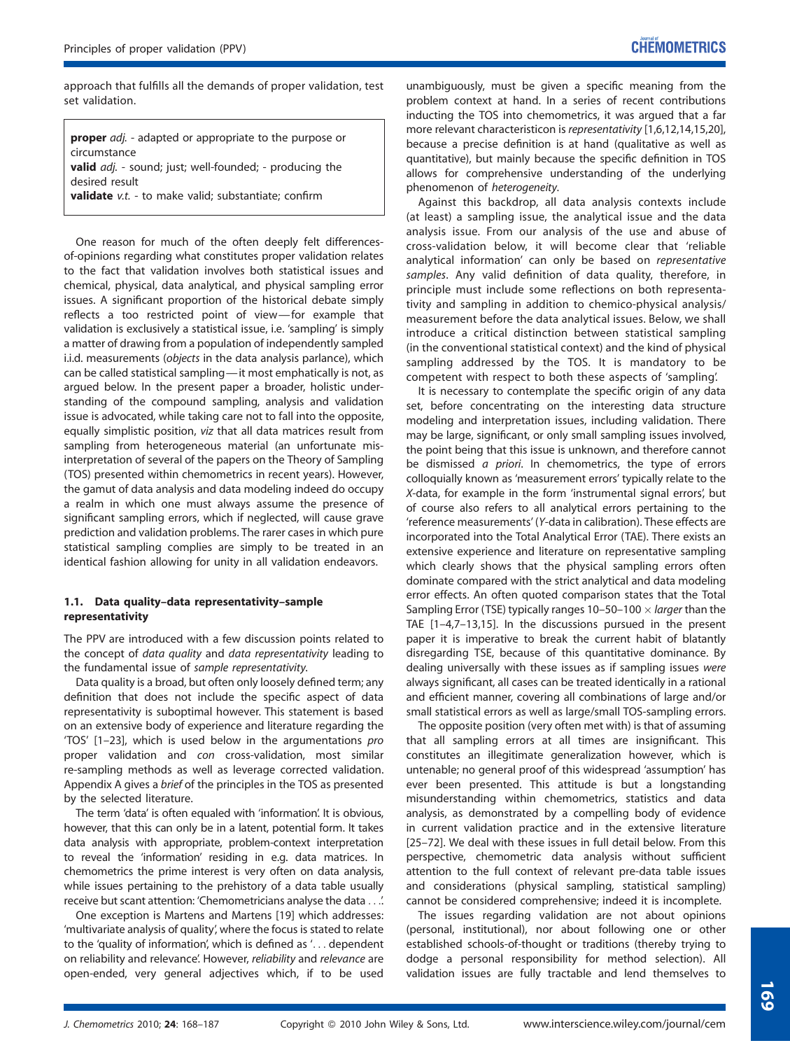approach that fulfills all the demands of proper validation, test set validation.

> **proper** *adj.* - adapted or appropriate to the purpose or circumstance
> **valid** *adj.* - sound; just; well-founded; - producing the desired result
> **validate** *v.t.* - to make valid; substantiate; confirm

One reason for much of the often deeply felt differences-of-opinions regarding what constitutes proper validation relates to the fact that validation involves both statistical issues and chemical, physical, data analytical, and physical sampling error issues. A significant proportion of the historical debate simply reflects a too restricted point of view—for example that validation is exclusively a statistical issue, i.e. 'sampling' is simply a matter of drawing from a population of independently sampled i.i.d. measurements (*objects* in the data analysis parlance), which can be called statistical sampling—it most emphatically is not, as argued below. In the present paper a broader, holistic understanding of the compound sampling, analysis and validation issue is advocated, while taking care not to fall into the opposite, equally simplistic position, *viz* that all data matrices result from sampling from heterogeneous material (an unfortunate misinterpretation of several of the papers on the Theory of Sampling (TOS) presented within chemometrics in recent years). However, the gamut of data analysis and data modeling indeed do occupy a realm in which one must always assume the presence of significant sampling errors, which if neglected, will cause grave prediction and validation problems. The rarer cases in which pure statistical sampling complies are simply to be treated in an identical fashion allowing for unity in all validation endeavors.

### 1.1. Data quality–data representativity–sample representativity

The PPV are introduced with a few discussion points related to the concept of *data quality* and *data representativity* leading to the fundamental issue of *sample representativity*.

Data quality is a broad, but often only loosely defined term; any definition that does not include the specific aspect of data representativity is suboptimal however. This statement is based on an extensive body of experience and literature regarding the 'TOS' [1–23], which is used below in the argumentations *pro* proper validation and *con* cross-validation, most similar re-sampling methods as well as leverage corrected validation. Appendix A gives a *brief* of the principles in the TOS as presented by the selected literature.

The term 'data' is often equaled with 'information'. It is obvious, however, that this can only be in a latent, potential form. It takes data analysis with appropriate, problem-context interpretation to reveal the 'information' residing in e.g. data matrices. In chemometrics the prime interest is very often on data analysis, while issues pertaining to the prehistory of a data table usually receive but scant attention: 'Chemometricians analyse the data . . .'.

One exception is Martens and Martens [19] which addresses: 'multivariate analysis of quality', where the focus is stated to relate to the 'quality of information', which is defined as '. . . dependent on reliability and relevance'. However, *reliability* and *relevance* are open-ended, very general adjectives which, if to be used unambiguously, must be given a specific meaning from the problem context at hand. In a series of recent contributions inducting the TOS into chemometrics, it was argued that a far more relevant characteristicon is *representativity* [1,6,12,14,15,20], because a precise definition is at hand (qualitative as well as quantitative), but mainly because the specific definition in TOS allows for comprehensive understanding of the underlying phenomenon of *heterogeneity*.

Against this backdrop, all data analysis contexts include (at least) a sampling issue, the analytical issue and the data analysis issue. From our analysis of the use and abuse of cross-validation below, it will become clear that 'reliable analytical information' can only be based on *representative samples*. Any valid definition of data quality, therefore, in principle must include some reflections on both representativity and sampling in addition to chemico-physical analysis/measurement before the data analytical issues. Below, we shall introduce a critical distinction between statistical sampling (in the conventional statistical context) and the kind of physical sampling addressed by the TOS. It is mandatory to be competent with respect to both these aspects of 'sampling'.

It is necessary to contemplate the specific origin of any data set, before concentrating on the interesting data structure modeling and interpretation issues, including validation. There may be large, significant, or only small sampling issues involved, the point being that this issue is unknown, and therefore cannot be dismissed *a priori*. In chemometrics, the type of errors colloquially known as 'measurement errors' typically relate to the *X*-data, for example in the form 'instrumental signal errors', but of course also refers to all analytical errors pertaining to the 'reference measurements' (*Y*-data in calibration). These effects are incorporated into the Total Analytical Error (TAE). There exists an extensive experience and literature on representative sampling which clearly shows that the physical sampling errors often dominate compared with the strict analytical and data modeling error effects. An often quoted comparison states that the Total Sampling Error (TSE) typically ranges 10–50–100 × *larger* than the TAE [1–4,7–13,15]. In the discussions pursued in the present paper it is imperative to break the current habit of blatantly disregarding TSE, because of this quantitative dominance. By dealing universally with these issues as if sampling issues *were* always significant, all cases can be treated identically in a rational and efficient manner, covering all combinations of large and/or small statistical errors as well as large/small TOS-sampling errors.

The opposite position (very often met with) is that of assuming that all sampling errors at all times are insignificant. This constitutes an illegitimate generalization however, which is untenable; no general proof of this widespread 'assumption' has ever been presented. This attitude is but a longstanding misunderstanding within chemometrics, statistics and data analysis, as demonstrated by a compelling body of evidence in current validation practice and in the extensive literature [25–72]. We deal with these issues in full detail below. From this perspective, chemometric data analysis without sufficient attention to the full context of relevant pre-data table issues and considerations (physical sampling, statistical sampling) cannot be considered comprehensive; indeed it is incomplete.

The issues regarding validation are not about opinions (personal, institutional), nor about following one or other established schools-of-thought or traditions (thereby trying to dodge a personal responsibility for method selection). All validation issues are fully tractable and lend themselves to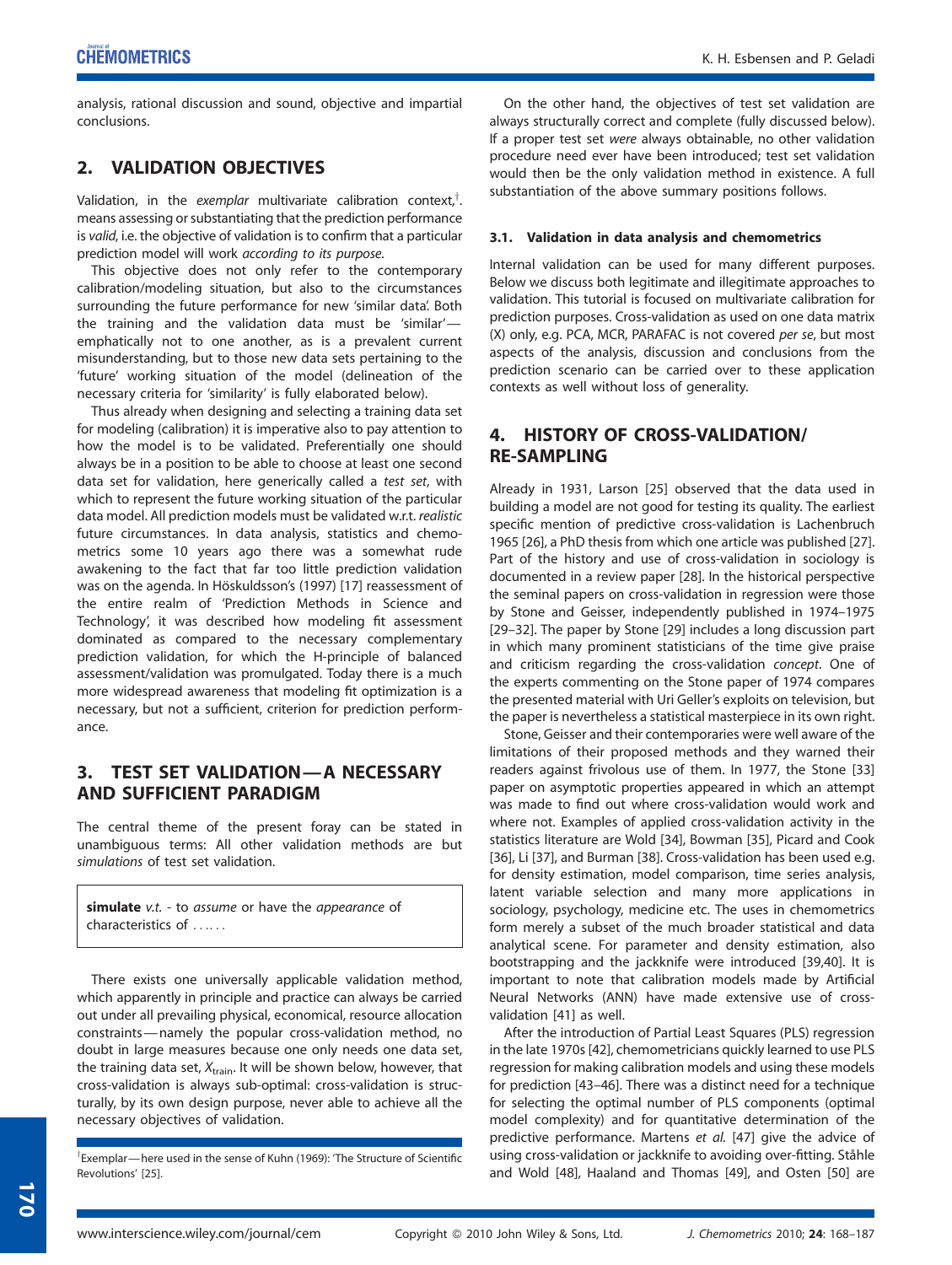analysis, rational discussion and sound, objective and impartial conclusions.

## 2. VALIDATION OBJECTIVES

Validation, in the *exemplar* multivariate calibration context,[†]. means assessing or substantiating that the prediction performance is *valid*, i.e. the objective of validation is to confirm that a particular prediction model will work *according to its purpose*.

This objective does not only refer to the contemporary calibration/modeling situation, but also to the circumstances surrounding the future performance for new 'similar data'. Both the training and the validation data must be 'similar'—emphatically not to one another, as is a prevalent current misunderstanding, but to those new data sets pertaining to the 'future' working situation of the model (delineation of the necessary criteria for 'similarity' is fully elaborated below).

Thus already when designing and selecting a training data set for modeling (calibration) it is imperative also to pay attention to how the model is to be validated. Preferentially one should always be in a position to be able to choose at least one second data set for validation, here generically called a *test set*, with which to represent the future working situation of the particular data model. All prediction models must be validated w.r.t. *realistic* future circumstances. In data analysis, statistics and chemometrics some 10 years ago there was a somewhat rude awakening to the fact that far too little prediction validation was on the agenda. In Höskuldsson's (1997) [17] reassessment of the entire realm of 'Prediction Methods in Science and Technology', it was described how modeling fit assessment dominated as compared to the necessary complementary prediction validation, for which the H-principle of balanced assessment/validation was promulgated. Today there is a much more widespread awareness that modeling fit optimization is a necessary, but not a sufficient, criterion for prediction performance.

## 3. TEST SET VALIDATION—A NECESSARY AND SUFFICIENT PARADIGM

The central theme of the present foray can be stated in unambiguous terms: All other validation methods are but *simulations* of test set validation.

> **simulate** *v.t.* - to *assume* or have the *appearance* of characteristics of . . .. . .

There exists one universally applicable validation method, which apparently in principle and practice can always be carried out under all prevailing physical, economical, resource allocation constraints—namely the popular cross-validation method, no doubt in large measures because one only needs one data set, the training data set, $X_{\text{train}}$. It will be shown below, however, that cross-validation is always sub-optimal: cross-validation is structurally, by its own design purpose, never able to achieve all the necessary objectives of validation.

[†]Exemplar—here used in the sense of Kuhn (1969): 'The Structure of Scientific Revolutions' [25].

On the other hand, the objectives of test set validation are always structurally correct and complete (fully discussed below). If a proper test set *were* always obtainable, no other validation procedure need ever have been introduced; test set validation would then be the only validation method in existence. A full substantiation of the above summary positions follows.

### 3.1. Validation in data analysis and chemometrics

Internal validation can be used for many different purposes. Below we discuss both legitimate and illegitimate approaches to validation. This tutorial is focused on multivariate calibration for prediction purposes. Cross-validation as used on one data matrix (X) only, e.g. PCA, MCR, PARAFAC is not covered *per se*, but most aspects of the analysis, discussion and conclusions from the prediction scenario can be carried over to these application contexts as well without loss of generality.

## 4. HISTORY OF CROSS-VALIDATION/ RE-SAMPLING

Already in 1931, Larson [25] observed that the data used in building a model are not good for testing its quality. The earliest specific mention of predictive cross-validation is Lachenbruch 1965 [26], a PhD thesis from which one article was published [27]. Part of the history and use of cross-validation in sociology is documented in a review paper [28]. In the historical perspective the seminal papers on cross-validation in regression were those by Stone and Geisser, independently published in 1974–1975 [29–32]. The paper by Stone [29] includes a long discussion part in which many prominent statisticians of the time give praise and criticism regarding the cross-validation *concept*. One of the experts commenting on the Stone paper of 1974 compares the presented material with Uri Geller's exploits on television, but the paper is nevertheless a statistical masterpiece in its own right.

Stone, Geisser and their contemporaries were well aware of the limitations of their proposed methods and they warned their readers against frivolous use of them. In 1977, the Stone [33] paper on asymptotic properties appeared in which an attempt was made to find out where cross-validation would work and where not. Examples of applied cross-validation activity in the statistics literature are Wold [34], Bowman [35], Picard and Cook [36], Li [37], and Burman [38]. Cross-validation has been used e.g. for density estimation, model comparison, time series analysis, latent variable selection and many more applications in sociology, psychology, medicine etc. The uses in chemometrics form merely a subset of the much broader statistical and data analytical scene. For parameter and density estimation, also bootstrapping and the jackknife were introduced [39,40]. It is important to note that calibration models made by Artificial Neural Networks (ANN) have made extensive use of cross-validation [41] as well.

After the introduction of Partial Least Squares (PLS) regression in the late 1970s [42], chemometricians quickly learned to use PLS regression for making calibration models and using these models for prediction [43–46]. There was a distinct need for a technique for selecting the optimal number of PLS components (optimal model complexity) and for quantitative determination of the predictive performance. Martens *et al.* [47] give the advice of using cross-validation or jackknife to avoiding over-fitting. Ståhle and Wold [48], Haaland and Thomas [49], and Osten [50] are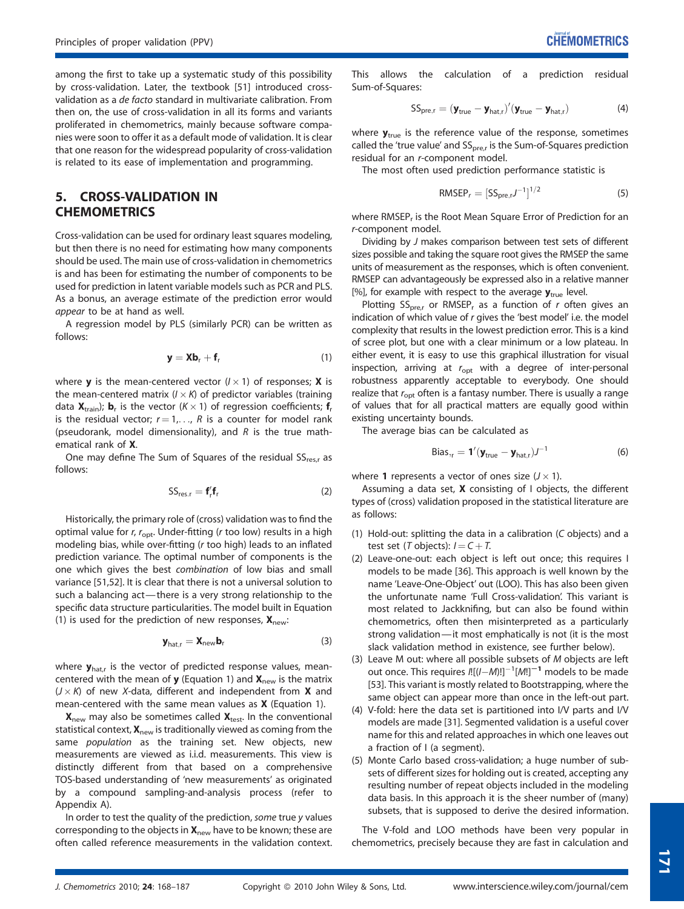among the first to take up a systematic study of this possibility by cross-validation. Later, the textbook [51] introduced cross-validation as a *de facto* standard in multivariate calibration. From then on, the use of cross-validation in all its forms and variants proliferated in chemometrics, mainly because software companies were soon to offer it as a default mode of validation. It is clear that one reason for the widespread popularity of cross-validation is related to its ease of implementation and programming.

## 5. CROSS-VALIDATION IN CHEMOMETRICS

Cross-validation can be used for ordinary least squares modeling, but then there is no need for estimating how many components should be used. The main use of cross-validation in chemometrics is and has been for estimating the number of components to be used for prediction in latent variable models such as PCR and PLS. As a bonus, an average estimate of the prediction error would *appear* to be at hand as well.

A regression model by PLS (similarly PCR) can be written as follows:

$$\mathbf{y} = \mathbf{X}\mathbf{b}_r + \mathbf{f}_r \tag{1}$$

where $\mathbf{y}$ is the mean-centered vector $(I \times 1)$ of responses; $\mathbf{X}$ is the mean-centered matrix $(I \times K)$ of predictor variables (training data $\mathbf{X}_{\text{train}}$); $\mathbf{b}_r$ is the vector $(K \times 1)$ of regression coefficients; $\mathbf{f}_r$ is the residual vector; $r = 1, \ldots, R$ is a counter for model rank (pseudorank, model dimensionality), and $R$ is the true mathematical rank of $\mathbf{X}$.

One may define The Sum of Squares of the residual $\text{SS}_{\text{res},r}$ as follows:

$$\text{SS}_{\text{res},r} = \mathbf{f}_r'\mathbf{f}_r \tag{2}$$

Historically, the primary role of (cross) validation was to find the optimal value for $r$, $r_{\text{opt}}$. Under-fitting ($r$ too low) results in a high modeling bias, while over-fitting ($r$ too high) leads to an inflated prediction variance. The optimal number of components is the one which gives the best *combination* of low bias and small variance [51,52]. It is clear that there is not a universal solution to such a balancing act—there is a very strong relationship to the specific data structure particularities. The model built in Equation (1) is used for the prediction of new responses, $\mathbf{X}_{\text{new}}$:

$$\mathbf{y}_{\text{hat},r} = \mathbf{X}_{\text{new}}\mathbf{b}_r \tag{3}$$

where $\mathbf{y}_{\text{hat},r}$ is the vector of predicted response values, mean-centered with the mean of $\mathbf{y}$ (Equation 1) and $\mathbf{X}_{\text{new}}$ is the matrix $(J \times K)$ of new X-data, different and independent from $\mathbf{X}$ and mean-centered with the same mean values as $\mathbf{X}$ (Equation 1).

$\mathbf{X}_{\text{new}}$ may also be sometimes called $\mathbf{X}_{\text{test}}$. In the conventional statistical context, $\mathbf{X}_{\text{new}}$ is traditionally viewed as coming from the same *population* as the training set. New objects, new measurements are viewed as i.i.d. measurements. This view is distinctly different from that based on a comprehensive TOS-based understanding of 'new measurements' as originated by a compound sampling-and-analysis process (refer to Appendix A).

In order to test the quality of the prediction, *some* true $y$ values corresponding to the objects in $\mathbf{X}_{\text{new}}$ have to be known; these are often called reference measurements in the validation context. This allows the calculation of a prediction residual Sum-of-Squares:

$$\text{SS}_{\text{pre},r} = (\mathbf{y}_{\text{true}} - \mathbf{y}_{\text{hat},r})'(\mathbf{y}_{\text{true}} - \mathbf{y}_{\text{hat},r}) \tag{4}$$

where $\mathbf{y}_{\text{true}}$ is the reference value of the response, sometimes called the 'true value' and $\text{SS}_{\text{pre},r}$ is the Sum-of-Squares prediction residual for an $r$-component model.

The most often used prediction performance statistic is

$$\text{RMSEP}_r = [\text{SS}_{\text{pre},r}J^{-1}]^{1/2} \tag{5}$$

where $\text{RMSEP}_r$ is the Root Mean Square Error of Prediction for an $r$-component model.

Dividing by $J$ makes comparison between test sets of different sizes possible and taking the square root gives the RMSEP the same units of measurement as the responses, which is often convenient. RMSEP can advantageously be expressed also in a relative manner [%], for example with respect to the average $\mathbf{y}_{\text{true}}$ level.

Plotting $\text{SS}_{\text{pre},r}$ or $\text{RMSEP}_r$ as a function of $r$ often gives an indication of which value of $r$ gives the 'best model' i.e. the model complexity that results in the lowest prediction error. This is a kind of scree plot, but one with a clear minimum or a low plateau. In either event, it is easy to use this graphical illustration for visual inspection, arriving at $r_{\text{opt}}$ with a degree of inter-personal robustness apparently acceptable to everybody. One should realize that $r_{\text{opt}}$ often is a fantasy number. There is usually a range of values that for all practical matters are equally good within existing uncertainty bounds.

The average bias can be calculated as

$$\text{Bias}_{,r} = \mathbf{1}'(\mathbf{y}_{\text{true}} - \mathbf{y}_{\text{hat},r})J^{-1} \tag{6}$$

where $\mathbf{1}$ represents a vector of ones size $(J \times 1)$.

Assuming a data set, $\mathbf{X}$ consisting of I objects, the different types of (cross) validation proposed in the statistical literature are as follows:

1. Hold-out: splitting the data in a calibration ($C$ objects) and a test set ($T$ objects): $I = C + T$.
2. Leave-one-out: each object is left out once; this requires I models to be made [36]. This approach is well known by the name 'Leave-One-Object' out (LOO). This has also been given the unfortunate name 'Full Cross-validation'. This variant is most related to Jackknifing, but can also be found within chemometrics, often then misinterpreted as a particularly strong validation—it most emphatically is not (it is the most slack validation method in existence, see further below).
3. Leave M out: where all possible subsets of $M$ objects are left out once. This requires $I![(I-M)!]^{-1}[M!]^{-1}$ models to be made [53]. This variant is mostly related to Bootstrapping, where the same object can appear more than once in the left-out part.
4. V-fold: here the data set is partitioned into I/V parts and I/V models are made [31]. Segmented validation is a useful cover name for this and related approaches in which one leaves out a fraction of I (a segment).
5. Monte Carlo based cross-validation; a huge number of subsets of different sizes for holding out is created, accepting any resulting number of repeat objects included in the modeling data basis. In this approach it is the sheer number of (many) subsets, that is supposed to derive the desired information.

The V-fold and LOO methods have been very popular in chemometrics, precisely because they are fast in calculation and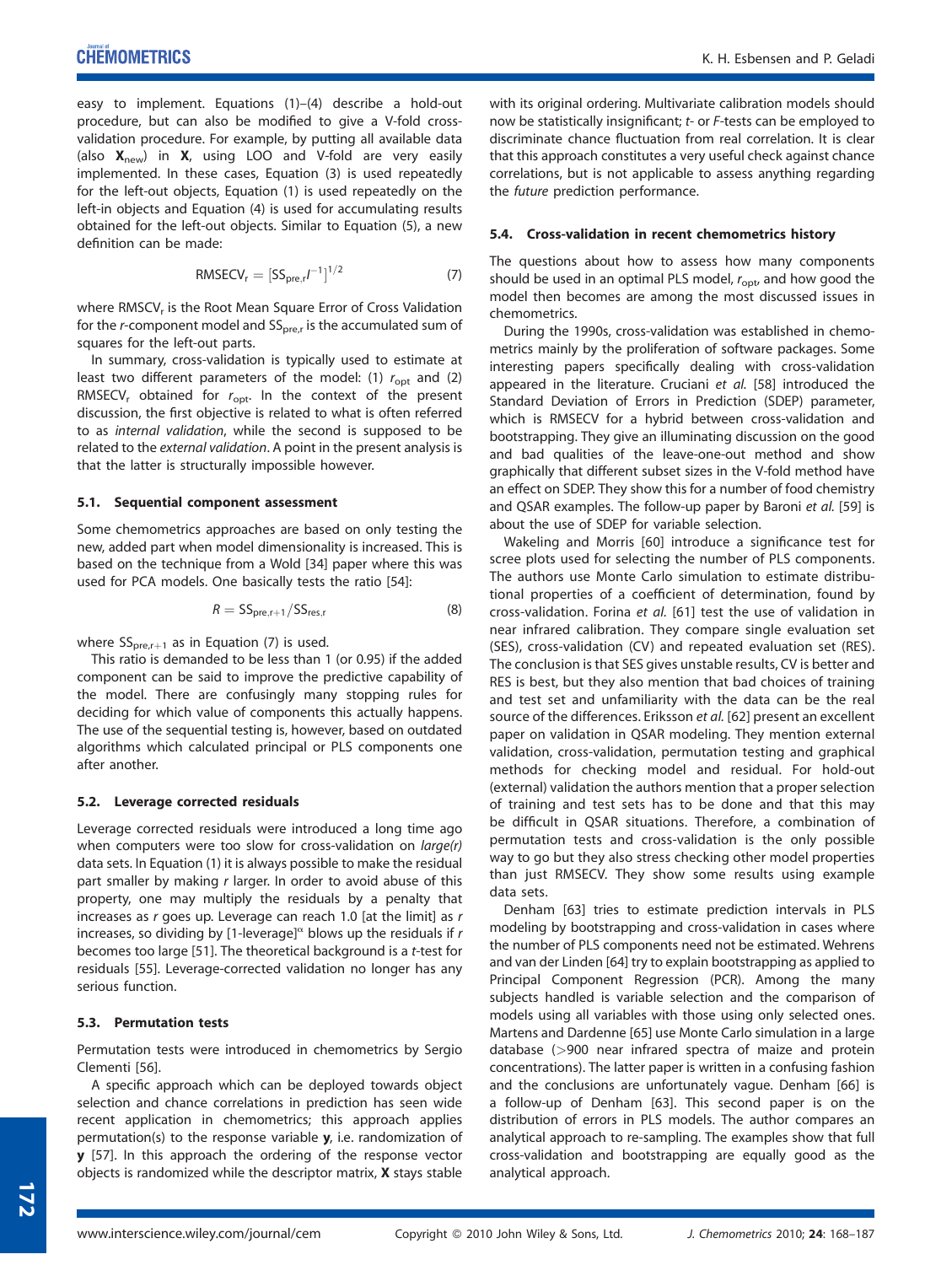easy to implement. Equations (1)–(4) describe a hold-out procedure, but can also be modified to give a V-fold cross-validation procedure. For example, by putting all available data (also $\mathbf{X}_{new}$) in $\mathbf{X}$, using LOO and V-fold are very easily implemented. In these cases, Equation (3) is used repeatedly for the left-out objects, Equation (1) is used repeatedly on the left-in objects and Equation (4) is used for accumulating results obtained for the left-out objects. Similar to Equation (5), a new definition can be made:

$$\mathrm{RMSECV}_r = [\mathrm{SS}_{\mathrm{pre},r} I^{-1}]^{1/2} \tag{7}$$

where $\mathrm{RMSCV}_r$ is the Root Mean Square Error of Cross Validation for the $r$-component model and $\mathrm{SS}_{\mathrm{pre},r}$ is the accumulated sum of squares for the left-out parts.

In summary, cross-validation is typically used to estimate at least two different parameters of the model: (1) $r_{opt}$ and (2) $\mathrm{RMSECV}_r$ obtained for $r_{opt}$. In the context of the present discussion, the first objective is related to what is often referred to as *internal validation*, while the second is supposed to be related to the *external validation*. A point in the present analysis is that the latter is structurally impossible however.

### 5.1. Sequential component assessment

Some chemometrics approaches are based on only testing the new, added part when model dimensionality is increased. This is based on the technique from a Wold [34] paper where this was used for PCA models. One basically tests the ratio [54]:

$$R = \mathrm{SS}_{\mathrm{pre},r+1}/\mathrm{SS}_{\mathrm{res},r} \tag{8}$$

where $\mathrm{SS}_{\mathrm{pre},r+1}$ as in Equation (7) is used.

This ratio is demanded to be less than 1 (or 0.95) if the added component can be said to improve the predictive capability of the model. There are confusingly many stopping rules for deciding for which value of components this actually happens. The use of the sequential testing is, however, based on outdated algorithms which calculated principal or PLS components one after another.

### 5.2. Leverage corrected residuals

Leverage corrected residuals were introduced a long time ago when computers were too slow for cross-validation on *large(r)* data sets. In Equation (1) it is always possible to make the residual part smaller by making $r$ larger. In order to avoid abuse of this property, one may multiply the residuals by a penalty that increases as $r$ goes up. Leverage can reach 1.0 [at the limit] as $r$ increases, so dividing by $[1\text{-leverage}]^{\alpha}$ blows up the residuals if $r$ becomes too large [51]. The theoretical background is a $t$-test for residuals [55]. Leverage-corrected validation no longer has any serious function.

### 5.3. Permutation tests

Permutation tests were introduced in chemometrics by Sergio Clementi [56].

A specific approach which can be deployed towards object selection and chance correlations in prediction has seen wide recent application in chemometrics; this approach applies permutation(s) to the response variable $\mathbf{y}$, i.e. randomization of $\mathbf{y}$ [57]. In this approach the ordering of the response vector objects is randomized while the descriptor matrix, $\mathbf{X}$ stays stable with its original ordering. Multivariate calibration models should now be statistically insignificant; $t$- or $F$-tests can be employed to discriminate chance fluctuation from real correlation. It is clear that this approach constitutes a very useful check against chance correlations, but is not applicable to assess anything regarding the *future* prediction performance.

### 5.4. Cross-validation in recent chemometrics history

The questions about how to assess how many components should be used in an optimal PLS model, $r_{opt}$, and how good the model then becomes are among the most discussed issues in chemometrics.

During the 1990s, cross-validation was established in chemometrics mainly by the proliferation of software packages. Some interesting papers specifically dealing with cross-validation appeared in the literature. Cruciani *et al.* [58] introduced the Standard Deviation of Errors in Prediction (SDEP) parameter, which is RMSECV for a hybrid between cross-validation and bootstrapping. They give an illuminating discussion on the good and bad qualities of the leave-one-out method and show graphically that different subset sizes in the V-fold method have an effect on SDEP. They show this for a number of food chemistry and QSAR examples. The follow-up paper by Baroni *et al.* [59] is about the use of SDEP for variable selection.

Wakeling and Morris [60] introduce a significance test for scree plots used for selecting the number of PLS components. The authors use Monte Carlo simulation to estimate distributional properties of a coefficient of determination, found by cross-validation. Forina *et al.* [61] test the use of validation in near infrared calibration. They compare single evaluation set (SES), cross-validation (CV) and repeated evaluation set (RES). The conclusion is that SES gives unstable results, CV is better and RES is best, but they also mention that bad choices of training and test set and unfamiliarity with the data can be the real source of the differences. Eriksson *et al.* [62] present an excellent paper on validation in QSAR modeling. They mention external validation, cross-validation, permutation testing and graphical methods for checking model and residual. For hold-out (external) validation the authors mention that a proper selection of training and test sets has to be done and that this may be difficult in QSAR situations. Therefore, a combination of permutation tests and cross-validation is the only possible way to go but they also stress checking other model properties than just RMSECV. They show some results using example data sets.

Denham [63] tries to estimate prediction intervals in PLS modeling by bootstrapping and cross-validation in cases where the number of PLS components need not be estimated. Wehrens and van der Linden [64] try to explain bootstrapping as applied to Principal Component Regression (PCR). Among the many subjects handled is variable selection and the comparison of models using all variables with those using only selected ones. Martens and Dardenne [65] use Monte Carlo simulation in a large database (>900 near infrared spectra of maize and protein concentrations). The latter paper is written in a confusing fashion and the conclusions are unfortunately vague. Denham [66] is a follow-up of Denham [63]. This second paper is on the distribution of errors in PLS models. The author compares an analytical approach to re-sampling. The examples show that full cross-validation and bootstrapping are equally good as the analytical approach.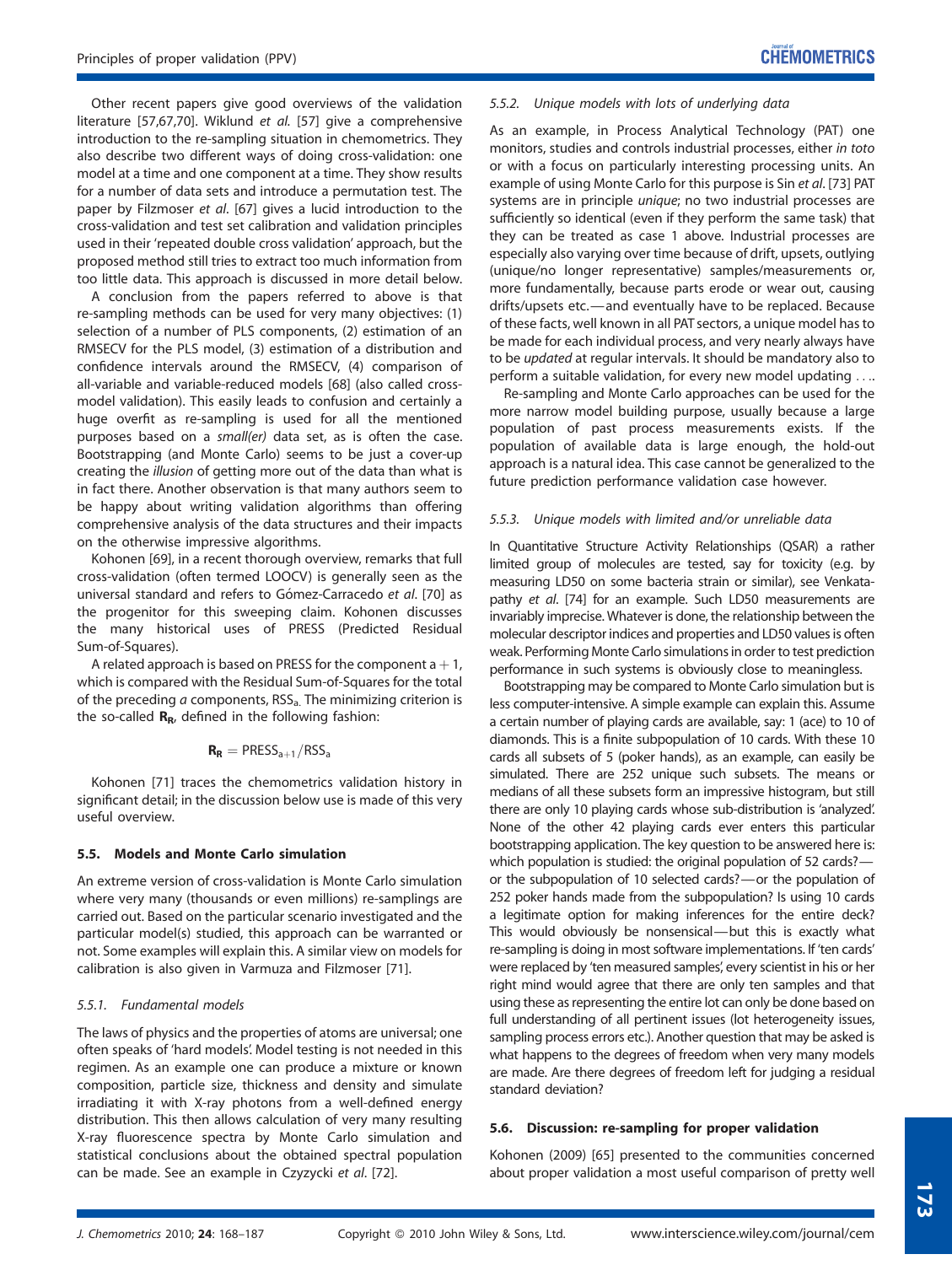Other recent papers give good overviews of the validation literature [57,67,70]. Wiklund *et al.* [57] give a comprehensive introduction to the re-sampling situation in chemometrics. They also describe two different ways of doing cross-validation: one model at a time and one component at a time. They show results for a number of data sets and introduce a permutation test. The paper by Filzmoser *et al.* [67] gives a lucid introduction to the cross-validation and test set calibration and validation principles used in their 'repeated double cross validation' approach, but the proposed method still tries to extract too much information from too little data. This approach is discussed in more detail below.

A conclusion from the papers referred to above is that re-sampling methods can be used for very many objectives: (1) selection of a number of PLS components, (2) estimation of an RMSECV for the PLS model, (3) estimation of a distribution and confidence intervals around the RMSECV, (4) comparison of all-variable and variable-reduced models [68] (also called cross-model validation). This easily leads to confusion and certainly a huge overfit as re-sampling is used for all the mentioned purposes based on a *small(er)* data set, as is often the case. Bootstrapping (and Monte Carlo) seems to be just a cover-up creating the *illusion* of getting more out of the data than what is in fact there. Another observation is that many authors seem to be happy about writing validation algorithms than offering comprehensive analysis of the data structures and their impacts on the otherwise impressive algorithms.

Kohonen [69], in a recent thorough overview, remarks that full cross-validation (often termed LOOCV) is generally seen as the universal standard and refers to Gómez-Carracedo *et al.* [70] as the progenitor for this sweeping claim. Kohonen discusses the many historical uses of PRESS (Predicted Residual Sum-of-Squares).

A related approach is based on PRESS for the component $a + 1$, which is compared with the Residual Sum-of-Squares for the total of the preceding *a* components, $RSS_a$. The minimizing criterion is the so-called $\mathbf{R_R}$, defined in the following fashion:

$$\mathbf{R_R} = PRESS_{a+1}/RSS_a$$

Kohonen [71] traces the chemometrics validation history in significant detail; in the discussion below use is made of this very useful overview.

### 5.5. Models and Monte Carlo simulation

An extreme version of cross-validation is Monte Carlo simulation where very many (thousands or even millions) re-samplings are carried out. Based on the particular scenario investigated and the particular model(s) studied, this approach can be warranted or not. Some examples will explain this. A similar view on models for calibration is also given in Varmuza and Filzmoser [71].

#### 5.5.1. Fundamental models

The laws of physics and the properties of atoms are universal; one often speaks of 'hard models'. Model testing is not needed in this regimen. As an example one can produce a mixture or known composition, particle size, thickness and density and simulate irradiating it with X-ray photons from a well-defined energy distribution. This then allows calculation of very many resulting X-ray fluorescence spectra by Monte Carlo simulation and statistical conclusions about the obtained spectral population can be made. See an example in Czyzycki *et al.* [72].

#### 5.5.2. Unique models with lots of underlying data

As an example, in Process Analytical Technology (PAT) one monitors, studies and controls industrial processes, either *in toto* or with a focus on particularly interesting processing units. An example of using Monte Carlo for this purpose is Sin *et al.* [73] PAT systems are in principle *unique*; no two industrial processes are sufficiently so identical (even if they perform the same task) that they can be treated as case 1 above. Industrial processes are especially also varying over time because of drift, upsets, outlying (unique/no longer representative) samples/measurements or, more fundamentally, because parts erode or wear out, causing drifts/upsets etc.—and eventually have to be replaced. Because of these facts, well known in all PAT sectors, a unique model has to be made for each individual process, and very nearly always have to be *updated* at regular intervals. It should be mandatory also to perform a suitable validation, for every new model updating . . ..

Re-sampling and Monte Carlo approaches can be used for the more narrow model building purpose, usually because a large population of past process measurements exists. If the population of available data is large enough, the hold-out approach is a natural idea. This case cannot be generalized to the future prediction performance validation case however.

#### 5.5.3. Unique models with limited and/or unreliable data

In Quantitative Structure Activity Relationships (QSAR) a rather limited group of molecules are tested, say for toxicity (e.g. by measuring LD50 on some bacteria strain or similar), see Venkatapathy *et al.* [74] for an example. Such LD50 measurements are invariably imprecise. Whatever is done, the relationship between the molecular descriptor indices and properties and LD50 values is often weak. Performing Monte Carlo simulations in order to test prediction performance in such systems is obviously close to meaningless.

Bootstrapping may be compared to Monte Carlo simulation but is less computer-intensive. A simple example can explain this. Assume a certain number of playing cards are available, say: 1 (ace) to 10 of diamonds. This is a finite subpopulation of 10 cards. With these 10 cards all subsets of 5 (poker hands), as an example, can easily be simulated. There are 252 unique such subsets. The means or medians of all these subsets form an impressive histogram, but still there are only 10 playing cards whose sub-distribution is 'analyzed'. None of the other 42 playing cards ever enters this particular bootstrapping application. The key question to be answered here is: which population is studied: the original population of 52 cards?—or the subpopulation of 10 selected cards?—or the population of 252 poker hands made from the subpopulation? Is using 10 cards a legitimate option for making inferences for the entire deck? This would obviously be nonsensical—but this is exactly what re-sampling is doing in most software implementations. If 'ten cards' were replaced by 'ten measured samples', every scientist in his or her right mind would agree that there are only ten samples and that using these as representing the entire lot can only be done based on full understanding of all pertinent issues (lot heterogeneity issues, sampling process errors etc.). Another question that may be asked is what happens to the degrees of freedom when very many models are made. Are there degrees of freedom left for judging a residual standard deviation?

### 5.6. Discussion: re-sampling for proper validation

Kohonen (2009) [65] presented to the communities concerned about proper validation a most useful comparison of pretty well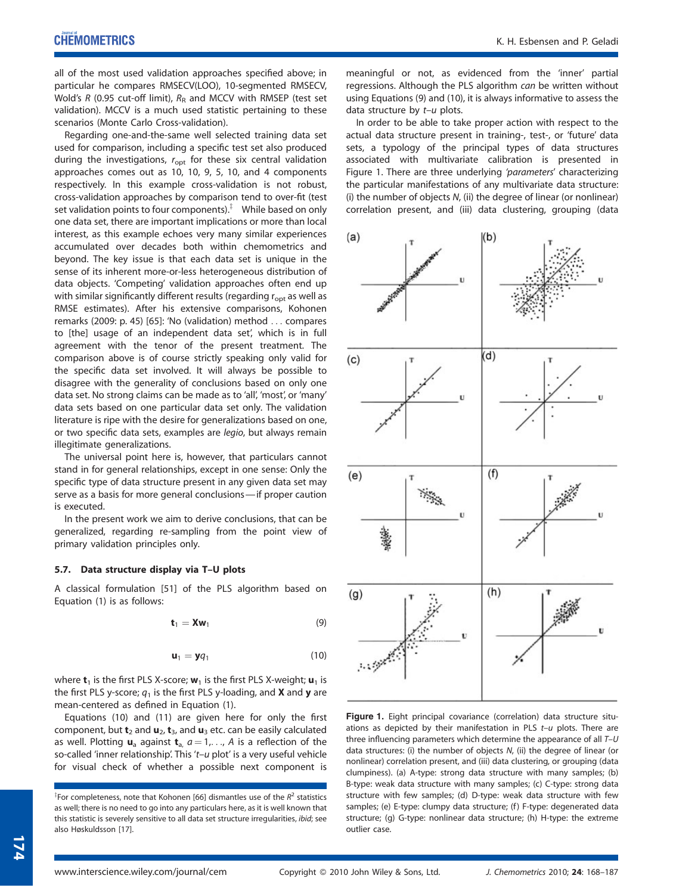all of the most used validation approaches specified above; in particular he compares RMSECV(LOO), 10-segmented RMSECV, Wold's $R$ (0.95 cut-off limit), $R_R$ and MCCV with RMSEP (test set validation). MCCV is a much used statistic pertaining to these scenarios (Monte Carlo Cross-validation).

Regarding one-and-the-same well selected training data set used for comparison, including a specific test set also produced during the investigations, $r_{opt}$ for these six central validation approaches comes out as 10, 10, 9, 5, 10, and 4 components respectively. In this example cross-validation is not robust, cross-validation approaches by comparison tend to over-fit (test set validation points to four components).[‡] While based on only one data set, there are important implications or more than local interest, as this example echoes very many similar experiences accumulated over decades both within chemometrics and beyond. The key issue is that each data set is unique in the sense of its inherent more-or-less heterogeneous distribution of data objects. 'Competing' validation approaches often end up with similar significantly different results (regarding $r_{opt}$ as well as RMSE estimates). After his extensive comparisons, Kohonen remarks (2009: p. 45) [65]: 'No (validation) method ... compares to [the] usage of an independent data set', which is in full agreement with the tenor of the present treatment. The comparison above is of course strictly speaking only valid for the specific data set involved. It will always be possible to disagree with the generality of conclusions based on only one data set. No strong claims can be made as to 'all', 'most', or 'many' data sets based on one particular data set only. The validation literature is ripe with the desire for generalizations based on one, or two specific data sets, examples are *legio*, but always remain illegitimate generalizations.

The universal point here is, however, that particulars cannot stand in for general relationships, except in one sense: Only the specific type of data structure present in any given data set may serve as a basis for more general conclusions—if proper caution is executed.

In the present work we aim to derive conclusions, that can be generalized, regarding re-sampling from the point view of primary validation principles only.

### 5.7. Data structure display via T–U plots

A classical formulation [51] of the PLS algorithm based on Equation (1) is as follows:

$$\mathbf{t}_1 = \mathbf{X}\mathbf{w}_1 \tag{9}$$

$$\mathbf{u}_1 = \mathbf{y}q_1 \tag{10}$$

where $\mathbf{t}_1$ is the first PLS X-score; $\mathbf{w}_1$ is the first PLS X-weight; $\mathbf{u}_1$ is the first PLS y-score; $q_1$ is the first PLS y-loading, and $\mathbf{X}$ and $\mathbf{y}$ are mean-centered as defined in Equation (1).

Equations (10) and (11) are given here for only the first component, but $\mathbf{t}_2$ and $\mathbf{u}_2$, $\mathbf{t}_3$, and $\mathbf{u}_3$ etc. can be easily calculated as well. Plotting $\mathbf{u}_a$ against $\mathbf{t}_a$, $a = 1,\ldots, A$ is a reflection of the so-called 'inner relationship'. This '*t–u* plot' is a very useful vehicle for visual check of whether a possible next component is meaningful or not, as evidenced from the 'inner' partial regressions. Although the PLS algorithm *can* be written without using Equations (9) and (10), it is always informative to assess the data structure by *t–u* plots.

In order to be able to take proper action with respect to the actual data structure present in training-, test-, or 'future' data sets, a typology of the principal types of data structures associated with multivariate calibration is presented in Figure 1. There are three underlying *'parameters'* characterizing the particular manifestations of any multivariate data structure: (i) the number of objects $N$, (ii) the degree of linear (or nonlinear) correlation present, and (iii) data clustering, grouping (data

**Figure 1.** Eight principal covariance (correlation) data structure situations as depicted by their manifestation in PLS *t–u* plots. There are three influencing parameters which determine the appearance of all *T–U* data structures: (i) the number of objects $N$, (ii) the degree of linear (or nonlinear) correlation present, and (iii) data clustering, or grouping (data clumpiness). (a) A-type: strong data structure with many samples; (b) B-type: weak data structure with many samples; (c) C-type: strong data structure with few samples; (d) D-type: weak data structure with few samples; (e) E-type: clumpy data structure; (f) F-type: degenerated data structure; (g) G-type: nonlinear data structure; (h) H-type: the extreme outlier case.

[‡]For completeness, note that Kohonen [66] dismantles use of the $R^2$ statistics as well; there is no need to go into any particulars here, as it is well known that this statistic is severely sensitive to all data set structure irregularities, *ibid*; see also Høskuldsson [17].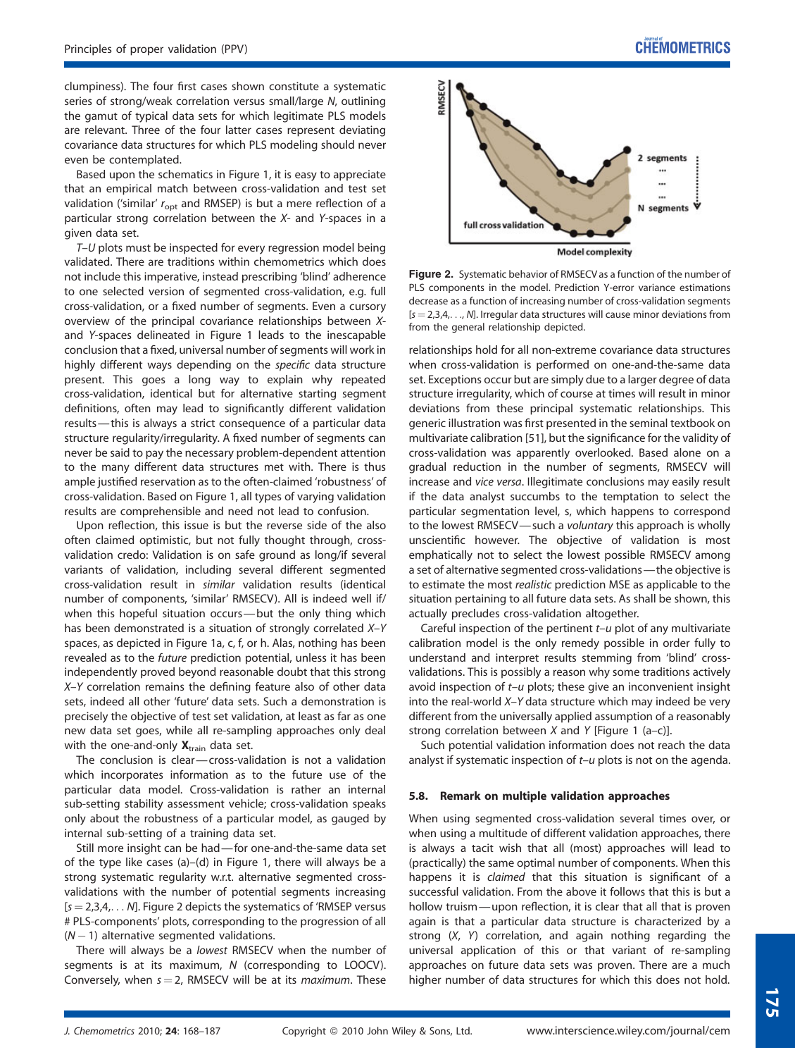clumpiness). The four first cases shown constitute a systematic series of strong/weak correlation versus small/large $N$, outlining the gamut of typical data sets for which legitimate PLS models are relevant. Three of the four latter cases represent deviating covariance data structures for which PLS modeling should never even be contemplated.

Based upon the schematics in Figure 1, it is easy to appreciate that an empirical match between cross-validation and test set validation ('similar' $r_{opt}$ and RMSEP) is but a mere reflection of a particular strong correlation between the $X$- and $Y$-spaces in a given data set.

*T–U* plots must be inspected for every regression model being validated. There are traditions within chemometrics which does not include this imperative, instead prescribing 'blind' adherence to one selected version of segmented cross-validation, e.g. full cross-validation, or a fixed number of segments. Even a cursory overview of the principal covariance relationships between $X$- and $Y$-spaces delineated in Figure 1 leads to the inescapable conclusion that a fixed, universal number of segments will work in highly different ways depending on the *specific* data structure present. This goes a long way to explain why repeated cross-validation, identical but for alternative starting segment definitions, often may lead to significantly different validation results—this is always a strict consequence of a particular data structure regularity/irregularity. A fixed number of segments can never be said to pay the necessary problem-dependent attention to the many different data structures met with. There is thus ample justified reservation as to the often-claimed 'robustness' of cross-validation. Based on Figure 1, all types of varying validation results are comprehensible and need not lead to confusion.

Upon reflection, this issue is but the reverse side of the also often claimed optimistic, but not fully thought through, cross-validation credo: Validation is on safe ground as long/if several variants of validation, including several different segmented cross-validation result in *similar* validation results (identical number of components, 'similar' RMSECV). All is indeed well if/when this hopeful situation occurs—but the only thing which has been demonstrated is a situation of strongly correlated $X$–$Y$ spaces, as depicted in Figure 1a, c, f, or h. Alas, nothing has been revealed as to the *future* prediction potential, unless it has been independently proved beyond reasonable doubt that this strong $X$–$Y$ correlation remains the defining feature also of other data sets, indeed all other 'future' data sets. Such a demonstration is precisely the objective of test set validation, at least as far as one new data set goes, while all re-sampling approaches only deal with the one-and-only $\mathbf{X}_{train}$ data set.

The conclusion is clear—cross-validation is not a validation which incorporates information as to the future use of the particular data model. Cross-validation is rather an internal sub-setting stability assessment vehicle; cross-validation speaks only about the robustness of a particular model, as gauged by internal sub-setting of a training data set.

Still more insight can be had—for one-and-the-same data set of the type like cases (a)–(d) in Figure 1, there will always be a strong systematic regularity w.r.t. alternative segmented cross-validations with the number of potential segments increasing [$s = 2,3,4,\ldots N$]. Figure 2 depicts the systematics of 'RMSEP versus # PLS-components' plots, corresponding to the progression of all $(N-1)$ alternative segmented validations.

There will always be a *lowest* RMSECV when the number of segments is at its maximum, $N$ (corresponding to LOOCV). Conversely, when $s = 2$, RMSECV will be at its *maximum*. These

RMSECV
2 segments
N segments
full cross validation
Model complexity

**Figure 2.** Systematic behavior of RMSECV as a function of the number of PLS components in the model. Prediction Y-error variance estimations decrease as a function of increasing number of cross-validation segments [$s = 2,3,4,\ldots, N$]. Irregular data structures will cause minor deviations from from the general relationship depicted.

relationships hold for all non-extreme covariance data structures when cross-validation is performed on one-and-the-same data set. Exceptions occur but are simply due to a larger degree of data structure irregularity, which of course at times will result in minor deviations from these principal systematic relationships. This generic illustration was first presented in the seminal textbook on multivariate calibration [51], but the significance for the validity of cross-validation was apparently overlooked. Based alone on a gradual reduction in the number of segments, RMSECV will increase and *vice versa*. Illegitimate conclusions may easily result if the data analyst succumbs to the temptation to select the particular segmentation level, s, which happens to correspond to the lowest RMSECV—such a *voluntary* this approach is wholly unscientific however. The objective of validation is most emphatically not to select the lowest possible RMSECV among a set of alternative segmented cross-validations—the objective is to estimate the most *realistic* prediction MSE as applicable to the situation pertaining to all future data sets. As shall be shown, this actually precludes cross-validation altogether.

Careful inspection of the pertinent *t–u* plot of any multivariate calibration model is the only remedy possible in order fully to understand and interpret results stemming from 'blind' cross-validations. This is possibly a reason why some traditions actively avoid inspection of *t–u* plots; these give an inconvenient insight into the real-world $X$–$Y$ data structure which may indeed be very different from the universally applied assumption of a reasonably strong correlation between $X$ and $Y$ [Figure 1 (a–c)].

Such potential validation information does not reach the data analyst if systematic inspection of *t–u* plots is not on the agenda.

### 5.8. Remark on multiple validation approaches

When using segmented cross-validation several times over, or when using a multitude of different validation approaches, there is always a tacit wish that all (most) approaches will lead to (practically) the same optimal number of components. When this happens it is *claimed* that this situation is significant of a successful validation. From the above it follows that this is but a hollow truism—upon reflection, it is clear that all that is proven again is that a particular data structure is characterized by a strong ($X$, $Y$) correlation, and again nothing regarding the universal application of this or that variant of re-sampling approaches on future data sets was proven. There are a much higher number of data structures for which this does not hold.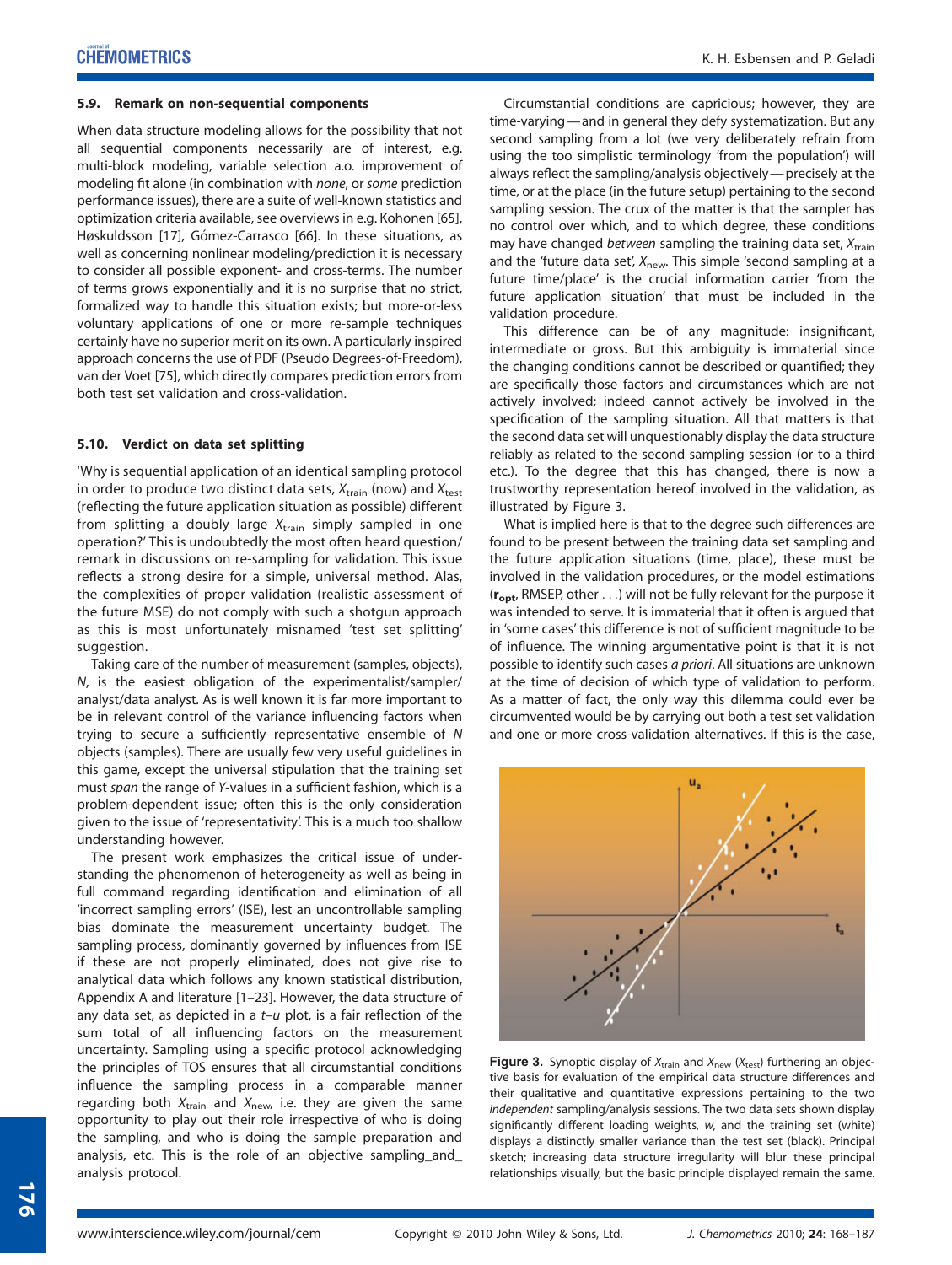### 5.9. Remark on non-sequential components

When data structure modeling allows for the possibility that not all sequential components necessarily are of interest, e.g. multi-block modeling, variable selection a.o. improvement of modeling fit alone (in combination with *none*, or *some* prediction performance issues), there are a suite of well-known statistics and optimization criteria available, see overviews in e.g. Kohonen [65], Høskuldsson [17], Gómez-Carrasco [66]. In these situations, as well as concerning nonlinear modeling/prediction it is necessary to consider all possible exponent- and cross-terms. The number of terms grows exponentially and it is no surprise that no strict, formalized way to handle this situation exists; but more-or-less voluntary applications of one or more re-sample techniques certainly have no superior merit on its own. A particularly inspired approach concerns the use of PDF (Pseudo Degrees-of-Freedom), van der Voet [75], which directly compares prediction errors from both test set validation and cross-validation.

### 5.10. Verdict on data set splitting

'Why is sequential application of an identical sampling protocol in order to produce two distinct data sets, $X_{train}$ (now) and $X_{test}$ (reflecting the future application situation as possible) different from splitting a doubly large $X_{train}$ simply sampled in one operation?' This is undoubtedly the most often heard question/remark in discussions on re-sampling for validation. This issue reflects a strong desire for a simple, universal method. Alas, the complexities of proper validation (realistic assessment of the future MSE) do not comply with such a shotgun approach as this is most unfortunately misnamed 'test set splitting' suggestion.

Taking care of the number of measurement (samples, objects), $N$, is the easiest obligation of the experimentalist/sampler/analyst/data analyst. As is well known it is far more important to be in relevant control of the variance influencing factors when trying to secure a sufficiently representative ensemble of $N$ objects (samples). There are usually few very useful guidelines in this game, except the universal stipulation that the training set must *span* the range of $Y$-values in a sufficient fashion, which is a problem-dependent issue; often this is the only consideration given to the issue of 'representativity'. This is a much too shallow understanding however.

The present work emphasizes the critical issue of understanding the phenomenon of heterogeneity as well as being in full command regarding identification and elimination of all 'incorrect sampling errors' (ISE), lest an uncontrollable sampling bias dominate the measurement uncertainty budget. The sampling process, dominantly governed by influences from ISE if these are not properly eliminated, does not give rise to analytical data which follows any known statistical distribution, Appendix A and literature [1–23]. However, the data structure of any data set, as depicted in a $t$–$u$ plot, is a fair reflection of the sum total of all influencing factors on the measurement uncertainty. Sampling using a specific protocol acknowledging the principles of TOS ensures that all circumstantial conditions influence the sampling process in a comparable manner regarding both $X_{train}$ and $X_{new}$, i.e. they are given the same opportunity to play out their role irrespective of who is doing the sampling, and who is doing the sample preparation and analysis, etc. This is the role of an objective sampling_and_analysis protocol.

Circumstantial conditions are capricious; however, they are time-varying—and in general they defy systematization. But any second sampling from a lot (we very deliberately refrain from using the too simplistic terminology 'from the population') will always reflect the sampling/analysis objectively—precisely at the time, or at the place (in the future setup) pertaining to the second sampling session. The crux of the matter is that the sampler has no control over which, and to which degree, these conditions may have changed *between* sampling the training data set, $X_{train}$ and the 'future data set', $X_{new}$. This simple 'second sampling at a future time/place' is the crucial information carrier 'from the future application situation' that must be included in the validation procedure.

This difference can be of any magnitude: insignificant, intermediate or gross. But this ambiguity is immaterial since the changing conditions cannot be described or quantified; they are specifically those factors and circumstances which are not actively involved; indeed cannot actively be involved in the specification of the sampling situation. All that matters is that the second data set will unquestionably display the data structure reliably as related to the second sampling session (or to a third etc.). To the degree that this has changed, there is now a trustworthy representation hereof involved in the validation, as illustrated by Figure 3.

What is implied here is that to the degree such differences are found to be present between the training data set sampling and the future application situations (time, place), these must be involved in the validation procedures, or the model estimations ($\mathbf{r_{opt}}$, RMSEP, other . . .) will not be fully relevant for the purpose it was intended to serve. It is immaterial that it often is argued that in 'some cases' this difference is not of sufficient magnitude to be of influence. The winning argumentative point is that it is not possible to identify such cases *a priori*. All situations are unknown at the time of decision of which type of validation to perform. As a matter of fact, the only way this dilemma could ever be circumvented would be by carrying out both a test set validation and one or more cross-validation alternatives. If this is the case,

**Figure 3.** Synoptic display of $X_{train}$ and $X_{new}$ ($X_{test}$) furthering an objective basis for evaluation of the empirical data structure differences and their qualitative and quantitative expressions pertaining to the two *independent* sampling/analysis sessions. The two data sets shown display significantly different loading weights, $w$, and the training set (white) displays a distinctly smaller variance than the test set (black). Principal sketch; increasing data structure irregularity will blur these principal relationships visually, but the basic principle displayed remain the same.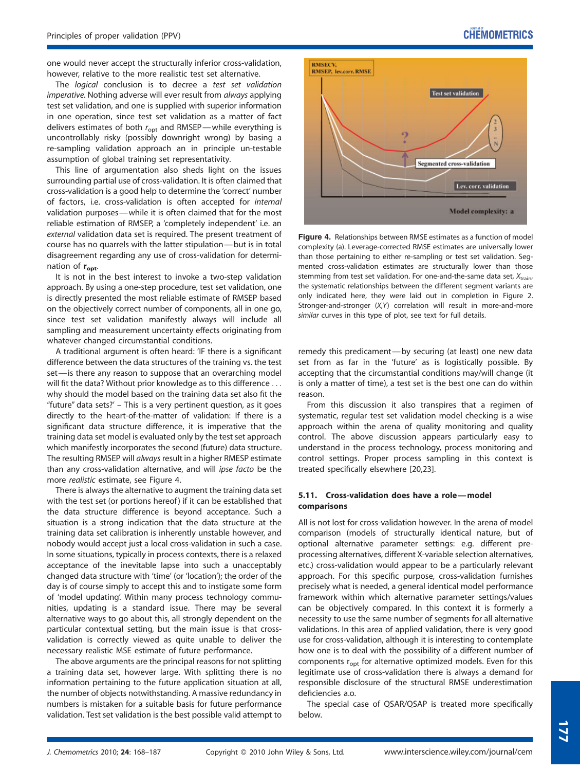one would never accept the structurally inferior cross-validation, however, relative to the more realistic test set alternative.

The *logical* conclusion is to decree a *test set validation imperative*. Nothing adverse will ever result from *always* applying test set validation, and one is supplied with superior information in one operation, since test set validation as a matter of fact delivers estimates of both $r_{opt}$ and RMSEP—while everything is uncontrollably risky (possibly downright wrong) by basing a re-sampling validation approach an in principle un-testable assumption of global training set representativity.

This line of argumentation also sheds light on the issues surrounding partial use of cross-validation. It is often claimed that cross-validation is a good help to determine the 'correct' number of factors, i.e. cross-validation is often accepted for *internal* validation purposes—while it is often claimed that for the most reliable estimation of RMSEP, a 'completely independent' i.e. an *external* validation data set is required. The present treatment of course has no quarrels with the latter stipulation—but is in total disagreement regarding any use of cross-validation for determination of $\mathbf{r_{opt}}$.

It is not in the best interest to invoke a two-step validation approach. By using a one-step procedure, test set validation, one is directly presented the most reliable estimate of RMSEP based on the objectively correct number of components, all in one go, since test set validation manifestly always will include all sampling and measurement uncertainty effects originating from whatever changed circumstantial conditions.

A traditional argument is often heard: 'IF there is a significant difference between the data structures of the training vs. the test set—is there any reason to suppose that an overarching model will fit the data? Without prior knowledge as to this difference … why should the model based on the training data set also fit the "future" data sets?' – This is a very pertinent question, as it goes directly to the heart-of-the-matter of validation: If there is a significant data structure difference, it is imperative that the training data set model is evaluated only by the test set approach which manifestly incorporates the second (future) data structure. The resulting RMSEP will *always* result in a higher RMESP estimate than any cross-validation alternative, and will *ipse facto* be the more *realistic* estimate, see Figure 4.

There is always the alternative to augment the training data set with the test set (or portions hereof) if it can be established that the data structure difference is beyond acceptance. Such a situation is a strong indication that the data structure at the training data set calibration is inherently unstable however, and nobody would accept just a local cross-validation in such a case. In some situations, typically in process contexts, there is a relaxed acceptance of the inevitable lapse into such a unacceptably changed data structure with 'time' (or 'location'); the order of the day is of course simply to accept this and to instigate some form of 'model updating'. Within many process technology communities, updating is a standard issue. There may be several alternative ways to go about this, all strongly dependent on the particular contextual setting, but the main issue is that cross-validation is correctly viewed as quite unable to deliver the necessary realistic MSE estimate of future performance.

The above arguments are the principal reasons for not splitting a training data set, however large. With splitting there is no information pertaining to the future application situation at all, the number of objects notwithstanding. A massive redundancy in numbers is mistaken for a suitable basis for future performance validation. Test set validation is the best possible valid attempt to remedy this predicament—by securing (at least) one new data set from as far in the 'future' as is logistically possible. By accepting that the circumstantial conditions may/will change (it is only a matter of time), a test set is the best one can do within reason.

**Figure 4.** Relationships between RMSE estimates as a function of model complexity (a). Leverage-corrected RMSE estimates are universally lower than those pertaining to either re-sampling or test set validation. Segmented cross-validation estimates are structurally lower than those stemming from test set validation. For one-and-the-same data set, $X_{train}$, the systematic relationships between the different segment variants are only indicated here, they were laid out in completion in Figure 2. Stronger-and-stronger $(X,Y)$ correlation will result in more-and-more *similar* curves in this type of plot, see text for full details.

From this discussion it also transpires that a regimen of systematic, regular test set validation model checking is a wise approach within the arena of quality monitoring and quality control. The above discussion appears particularly easy to understand in the process technology, process monitoring and control settings. Proper process sampling in this context is treated specifically elsewhere [20,23].

### 5.11. Cross-validation does have a role—model comparisons

All is not lost for cross-validation however. In the arena of model comparison (models of structurally identical nature, but of optional alternative parameter settings: e.g. different pre-processing alternatives, different X-variable selection alternatives, etc.) cross-validation would appear to be a particularly relevant approach. For this specific purpose, cross-validation furnishes precisely what is needed, a general identical model performance framework within which alternative parameter settings/values can be objectively compared. In this context it is formerly a necessity to use the same number of segments for all alternative validations. In this area of applied validation, there is very good use for cross-validation, although it is interesting to contemplate how one is to deal with the possibility of a different number of components $r_{opt}$ for alternative optimized models. Even for this legitimate use of cross-validation there is always a demand for responsible disclosure of the structural RMSE underestimation deficiencies a.o.

The special case of QSAR/QSAP is treated more specifically below.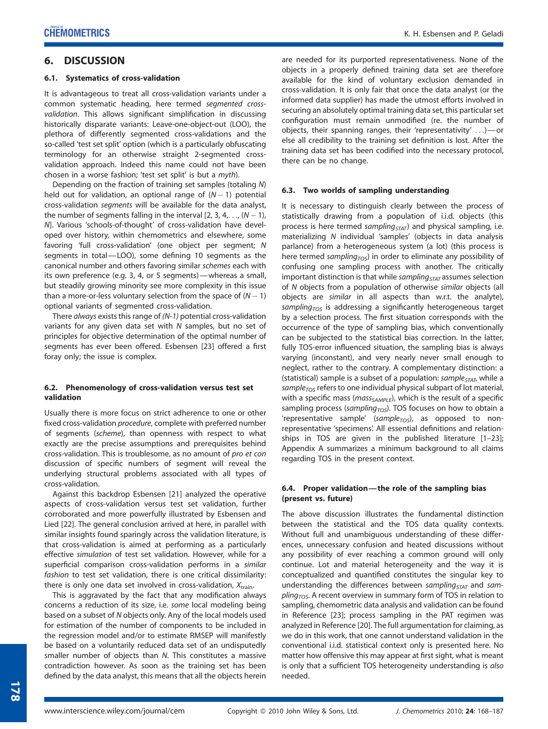## 6. DISCUSSION

### 6.1. Systematics of cross-validation

It is advantageous to treat all cross-validation variants under a common systematic heading, here termed *segmented cross-validation*. This allows significant simplification in discussing historically disparate variants: Leave-one-object-out (LOO), the plethora of differently segmented cross-validations and the so-called 'test set split' option (which is a particularly obfuscating terminology for an otherwise straight 2-segmented cross-validation approach. Indeed this name could not have been chosen in a worse fashion; 'test set split' is but a *myth*).

Depending on the fraction of training set samples (totaling $N$) held out for validation, an optional range of $(N-1)$ potential cross-validation *segments* will be available for the data analyst, the number of segments falling in the interval [2, 3, 4,. . ., $(N-1)$, $N$]. Various 'schools-of-thought' of cross-validation have developed over history, within chemometrics and elsewhere, some favoring 'full cross-validation' (one object per segment; $N$ segments in total—LOO), some defining 10 segments as the canonical number and others favoring similar *schemes* each with its own preference (e.g. 3, 4, or 5 segments)—whereas a small, but steadily growing minority see more complexity in this issue than a more-or-less voluntary selection from the space of $(N-1)$ optional variants of segmented cross-validation.

There *always* exists this range of *(N-1)* potential cross-validation variants for any given data set with $N$ samples, but no set of principles for objective determination of the optimal number of segments has ever been offered. Esbensen [23] offered a first foray only; the issue is complex.

### 6.2. Phenomenology of cross-validation versus test set validation

Usually there is more focus on strict adherence to one or other fixed cross-validation *procedure*, complete with preferred number of segments (*scheme*), than openness with respect to what exactly are the precise assumptions and prerequisites behind cross-validation. This is troublesome, as no amount of *pro et con* discussion of specific numbers of segment will reveal the underlying structural problems associated with all types of cross-validation.

Against this backdrop Esbensen [21] analyzed the operative aspects of cross-validation versus test set validation, further corroborated and more powerfully illustrated by Esbensen and Lied [22]. The general conclusion arrived at here, in parallel with similar insights found sparingly across the validation literature, is that cross-validation is aimed at performing as a particularly effective *simulation* of test set validation. However, while for a superficial comparison cross-validation performs in a *similar fashion* to test set validation, there is one critical dissimilarity: there is only one data set involved in cross-validation, $X_{\text{train}}$.

This is aggravated by the fact that any modification always concerns a reduction of its size, i.e. *some* local modeling being based on a subset of $N$ objects only. Any of the local models used for estimation of the number of components to be included in the regression model and/or to estimate RMSEP will manifestly be based on a voluntarily reduced data set of an undisputedly smaller number of objects than $N$. This constitutes a massive contradiction however. As soon as the training set has been defined by the data analyst, this means that all the objects herein are needed for its purported representativeness. None of the objects in a properly defined training data set are therefore available for the kind of voluntary exclusion demanded in cross-validation. It is only fair that once the data analyst (or the informed data supplier) has made the utmost efforts involved in securing an absolutely optimal training data set, this particular set configuration must remain unmodified (re. the number of objects, their spanning ranges, their 'representativity' . . .)—or else all credibility to the training set definition is lost. After the training data set has been codified into the necessary protocol, there can be no change.

### 6.3. Two worlds of sampling understanding

It is necessary to distinguish clearly between the process of statistically drawing from a population of i.i.d. objects (this process is here termed $\textit{sampling}_{STAT}$) and physical sampling, i.e. materializing $N$ individual 'samples' (objects in data analysis parlance) from a heterogeneous system (a lot) (this process is here termed $\textit{sampling}_{TOS}$) in order to eliminate any possibility of confusing one sampling process with another. The critically important distinction is that while $\textit{sampling}_{STAT}$ assumes selection of $N$ objects from a population of otherwise *similar* objects (all objects are *similar* in all aspects than w.r.t. the analyte), $\textit{sampling}_{TOS}$ is addressing a significantly heterogeneous target by a selection process. The first situation corresponds with the occurrence of the type of sampling bias, which conventionally can be subjected to the statistical bias correction. In the latter, fully TOS-error influenced situation, the sampling bias is always varying (inconstant), and very nearly never small enough to neglect, rather to the contrary. A complementary distinction: a (statistical) sample is a subset of a population: $\textit{sample}_{STAT}$, while a $\textit{sample}_{TOS}$ refers to one individual physical subpart of lot material, with a specific mass ($\textit{mass}_{SAMPLE}$), which is the result of a specific sampling process ($\textit{sampling}_{TOS}$). TOS focuses on how to obtain a 'representative sample' ($\textit{sample}_{TOS}$), as opposed to non-representative 'specimens'. All essential definitions and relationships in TOS are given in the published literature [1–23]; Appendix A summarizes a minimum background to all claims regarding TOS in the present context.

### 6.4. Proper validation—the role of the sampling bias (present vs. future)

The above discussion illustrates the fundamental distinction between the statistical and the TOS data quality contexts. Without full and unambiguous understanding of these differences, unnecessary confusion and heated discussions without any possibility of ever reaching a common ground will only continue. Lot and material heterogeneity and the way it is conceptualized and quantified constitutes the singular key to understanding the differences between $\textit{sampling}_{STAT}$ and $\textit{sampling}_{TOS}$. A recent overview in summary form of TOS in relation to sampling, chemometric data analysis and validation can be found in Reference [23]; process sampling in the PAT regimen was analyzed in Reference [20]. The full argumentation for claiming, as we do in this work, that one cannot understand validation in the conventional i.i.d. statistical context only is presented here. No matter how offensive this may appear at first sight, what is meant is only that a sufficient TOS heterogeneity understanding is *also* needed.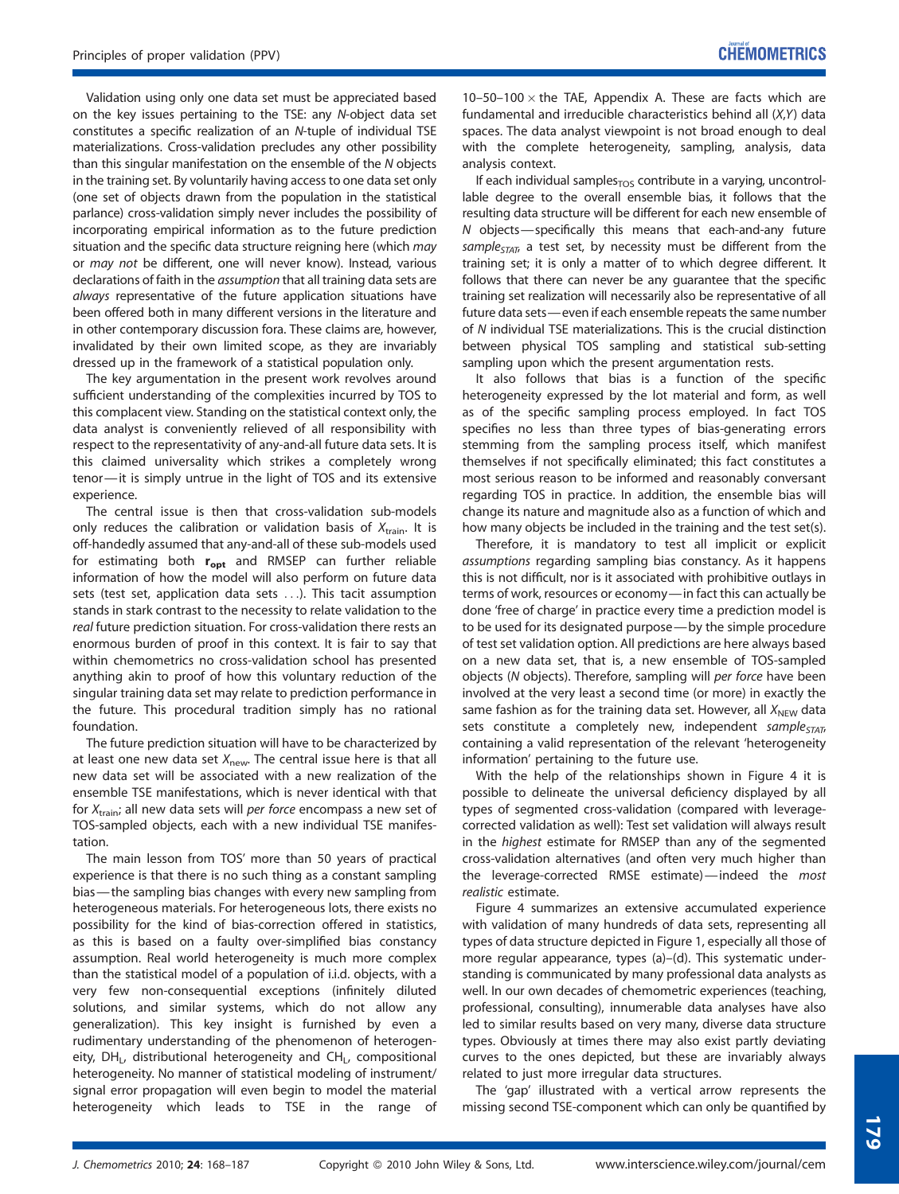Validation using only one data set must be appreciated based on the key issues pertaining to the TSE: any N-object data set constitutes a specific realization of an N-tuple of individual TSE materializations. Cross-validation precludes any other possibility than this singular manifestation on the ensemble of the N objects in the training set. By voluntarily having access to one data set only (one set of objects drawn from the population in the statistical parlance) cross-validation simply never includes the possibility of incorporating empirical information as to the future prediction situation and the specific data structure reigning here (which *may* or *may not* be different, one will never know). Instead, various declarations of faith in the *assumption* that all training data sets are *always* representative of the future application situations have been offered both in many different versions in the literature and in other contemporary discussion fora. These claims are, however, invalidated by their own limited scope, as they are invariably dressed up in the framework of a statistical population only.

The key argumentation in the present work revolves around sufficient understanding of the complexities incurred by TOS to this complacent view. Standing on the statistical context only, the data analyst is conveniently relieved of all responsibility with respect to the representativity of any-and-all future data sets. It is this claimed universality which strikes a completely wrong tenor—it is simply untrue in the light of TOS and its extensive experience.

The central issue is then that cross-validation sub-models only reduces the calibration or validation basis of $X_{\mathrm{train}}$. It is off-handedly assumed that any-and-all of these sub-models used for estimating both $\mathbf{r_{opt}}$ and RMSEP can further reliable information of how the model will also perform on future data sets (test set, application data sets ...). This tacit assumption stands in stark contrast to the necessity to relate validation to the *real* future prediction situation. For cross-validation there rests an enormous burden of proof in this context. It is fair to say that within chemometrics no cross-validation school has presented anything akin to proof of how this voluntary reduction of the singular training data set may relate to prediction performance in the future. This procedural tradition simply has no rational foundation.

The future prediction situation will have to be characterized by at least one new data set $X_{\mathrm{new}}$. The central issue here is that all new data set will be associated with a new realization of the ensemble TSE manifestations, which is never identical with that for $X_{\mathrm{train}}$; all new data sets will *per force* encompass a new set of TOS-sampled objects, each with a new individual TSE manifestation.

The main lesson from TOS' more than 50 years of practical experience is that there is no such thing as a constant sampling bias—the sampling bias changes with every new sampling from heterogeneous materials. For heterogeneous lots, there exists no possibility for the kind of bias-correction offered in statistics, as this is based on a faulty over-simplified bias constancy assumption. Real world heterogeneity is much more complex than the statistical model of a population of i.i.d. objects, with a very few non-consequential exceptions (infinitely diluted solutions, and similar systems, which do not allow any generalization). This key insight is furnished by even a rudimentary understanding of the phenomenon of heterogeneity, $DH_L$, distributional heterogeneity and $CH_L$, compositional heterogeneity. No manner of statistical modeling of instrument/signal error propagation will even begin to model the material heterogeneity which leads to TSE in the range of 10–50–100 × the TAE, Appendix A. These are facts which are fundamental and irreducible characteristics behind all (*X*,*Y*) data spaces. The data analyst viewpoint is not broad enough to deal with the complete heterogeneity, sampling, analysis, data analysis context.

If each individual $\mathrm{samples_{TOS}}$ contribute in a varying, uncontrollable degree to the overall ensemble bias, it follows that the resulting data structure will be different for each new ensemble of N objects—specifically this means that each-and-any future $sample_{STAT}$, a test set, by necessity must be different from the training set; it is only a matter of to which degree different. It follows that there can never be any guarantee that the specific training set realization will necessarily also be representative of all future data sets—even if each ensemble repeats the same number of N individual TSE materializations. This is the crucial distinction between physical TOS sampling and statistical sub-setting sampling upon which the present argumentation rests.

It also follows that bias is a function of the specific heterogeneity expressed by the lot material and form, as well as of the specific sampling process employed. In fact TOS specifies no less than three types of bias-generating errors stemming from the sampling process itself, which manifest themselves if not specifically eliminated; this fact constitutes a most serious reason to be informed and reasonably conversant regarding TOS in practice. In addition, the ensemble bias will change its nature and magnitude also as a function of which and how many objects be included in the training and the test set(s).

Therefore, it is mandatory to test all implicit or explicit *assumptions* regarding sampling bias constancy. As it happens this is not difficult, nor is it associated with prohibitive outlays in terms of work, resources or economy—in fact this can actually be done 'free of charge' in practice every time a prediction model is to be used for its designated purpose—by the simple procedure of test set validation option. All predictions are here always based on a new data set, that is, a new ensemble of TOS-sampled objects (N objects). Therefore, sampling will *per force* have been involved at the very least a second time (or more) in exactly the same fashion as for the training data set. However, all $X_{\mathrm{NEW}}$ data sets constitute a completely new, independent $sample_{STAT}$, containing a valid representation of the relevant 'heterogeneity information' pertaining to the future use.

With the help of the relationships shown in Figure 4 it is possible to delineate the universal deficiency displayed by all types of segmented cross-validation (compared with leverage-corrected validation as well): Test set validation will always result in the *highest* estimate for RMSEP than any of the segmented cross-validation alternatives (and often very much higher than the leverage-corrected RMSE estimate)—indeed the *most realistic* estimate.

Figure 4 summarizes an extensive accumulated experience with validation of many hundreds of data sets, representing all types of data structure depicted in Figure 1, especially all those of more regular appearance, types (a)–(d). This systematic understanding is communicated by many professional data analysts as well. In our own decades of chemometric experiences (teaching, professional, consulting), innumerable data analyses have also led to similar results based on very many, diverse data structure types. Obviously at times there may also exist partly deviating curves to the ones depicted, but these are invariably always related to just more irregular data structures.

The 'gap' illustrated with a vertical arrow represents the missing second TSE-component which can only be quantified by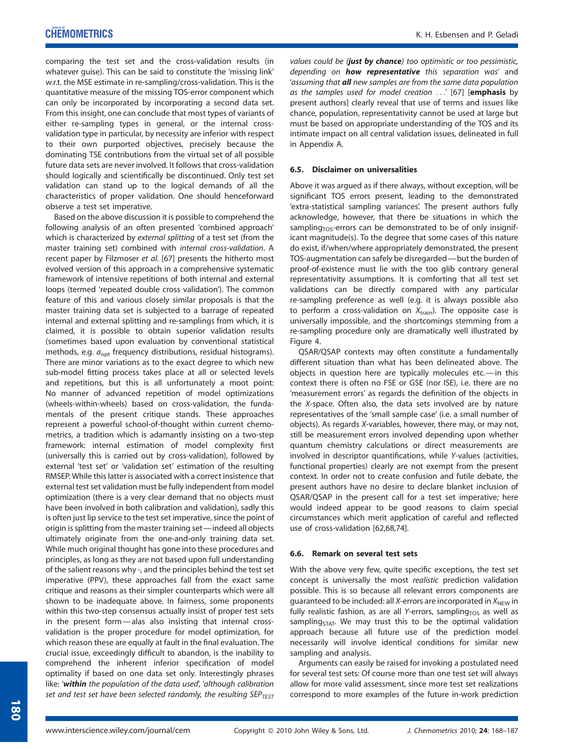comparing the test set and the cross-validation results (in whatever guise). This can be said to constitute the 'missing link' w.r.t. the MSE estimate in re-sampling/cross-validation. This is the quantitative measure of the missing TOS-error component which can only be incorporated by incorporating a second data set. From this insight, one can conclude that most types of variants of either re-sampling types in general, or the internal cross-validation type in particular, by necessity are inferior with respect to their own purported objectives, precisely because the dominating TSE contributions from the virtual set of all possible future data sets are never involved. It follows that cross-validation should logically and scientifically be discontinued. Only test set validation can stand up to the logical demands of all the characteristics of proper validation. One should henceforward observe a test set imperative.

Based on the above discussion it is possible to comprehend the following analysis of an often presented 'combined approach' which is characterized by *external splitting* of a test set (from the master training set) combined with *internal cross-validation*. A recent paper by Filzmoser *et al*. [67] presents the hitherto most evolved version of this approach in a comprehensive systematic framework of intensive repetitions of both internal and external loops (termed 'repeated double cross validation'). The common feature of this and various closely similar proposals is that the master training data set is subjected to a barrage of repeated internal and external splitting and re-samplings from which, it is claimed, it is possible to obtain superior validation results (sometimes based upon evaluation by conventional statistical methods, e.g. $a_{opt}$ frequency distributions, residual histograms). There are minor variations as to the exact degree to which new sub-model fitting process takes place at all or selected levels and repetitions, but this is all unfortunately a moot point: No manner of advanced repetition of model optimizations (wheels-within-wheels) based on cross-validation, the fundamentals of the present critique stands. These approaches represent a powerful school-of-thought within current chemometrics, a tradition which is adamantly insisting on a two-step framework: internal estimation of model complexity first (universally this is carried out by cross-validation), followed by external 'test set' or 'validation set' estimation of the resulting RMSEP. While this latter is associated with a correct insistence that external test set validation must be fully independent from model optimization (there is a very clear demand that no objects must have been involved in both calibration and validation), sadly this is often just lip service to the test set imperative, since the point of origin is splitting from the master training set—indeed all objects ultimately originate from the one-and-only training data set. While much original thought has gone into these procedures and principles, as long as they are not based upon full understanding of the salient reasons why -, and the principles behind the test set imperative (PPV), these approaches fall from the exact same critique and reasons as their simpler counterparts which were all shown to be inadequate above. In fairness, some proponents within this two-step consensus actually insist of proper test sets in the present form—alas also insisting that internal cross-validation is the proper procedure for model optimization, for which reason these are equally at fault in the final evaluation. The crucial issue, exceedingly difficult to abandon, is the inability to comprehend the inherent inferior specification of model optimality if based on one data set only. Interestingly phrases like: '***within*** *the population of the data used*', '*although calibration set and test set have been selected randomly, the resulting* $SEP_{TEST}$ *values could be (**just by chance**) too optimistic or too pessimistic, depending on **how representative** this separation was*' and '*assuming that **all** new samples are from the same data population as the samples used for model creation ...*' [67] [**emphasis** by present authors] clearly reveal that use of terms and issues like chance, population, representativity cannot be used at large but must be based on appropriate understanding of the TOS and its intimate impact on all central validation issues, delineated in full in Appendix A.

### 6.5. Disclaimer on universalities

Above it was argued as if there always, without exception, will be significant TOS errors present, leading to the demonstrated 'extra-statistical sampling variances'. The present authors fully acknowledge, however, that there be situations in which the $\text{sampling}_{TOS}$-errors can be demonstrated to be of only insignificant magnitude(s). To the degree that some cases of this nature do exist, if/when/where appropriately demonstrated, the present TOS-augmentation can safely be disregarded—but the burden of proof-of-existence must lie with the too glib contrary general representativity assumptions. It is comforting that all test set validations can be directly compared with any particular re-sampling preference as well (e.g. it is always possible also to perform a cross-validation on $X_{train}$). The opposite case is universally impossible, and the shortcomings stemming from a re-sampling procedure only are dramatically well illustrated by Figure 4.

QSAR/QSAP contexts may often constitute a fundamentally different situation than what has been delineated above. The objects in question here are typically molecules etc.—in this context there is often no FSE or GSE (nor ISE), i.e. there are no 'measurement errors' as regards the definition of the objects in the *X*-space. Often also, the data sets involved are by nature representatives of the 'small sample case' (i.e. a small number of objects). As regards *X*-variables, however, there may, or may not, still be measurement errors involved depending upon whether quantum chemistry calculations or direct measurements are involved in descriptor quantifications, while *Y*-values (activities, functional properties) clearly are not exempt from the present context. In order not to create confusion and futile debate, the present authors have no desire to declare blanket inclusion of QSAR/QSAP in the present call for a test set imperative; here would indeed appear to be good reasons to claim special circumstances which merit application of careful and reflected use of cross-validation [62,68,74].

### 6.6. Remark on several test sets

With the above very few, quite specific exceptions, the test set concept is universally the most *realistic* prediction validation possible. This is so because all relevant errors components are guaranteed to be included: all *X*-errors are incorporated in $X_{NEW}$ in fully realistic fashion, as are all *Y*-errors, $\text{sampling}_{TOS}$ as well as $\text{sampling}_{STAT}$. We may trust this to be the optimal validation approach because all future use of the prediction model necessarily will involve identical conditions for similar new sampling and analysis.

Arguments can easily be raised for invoking a postulated need for several test sets: Of course more than one test set will always allow for more valid assessment, since more test set realizations correspond to more examples of the future in-work prediction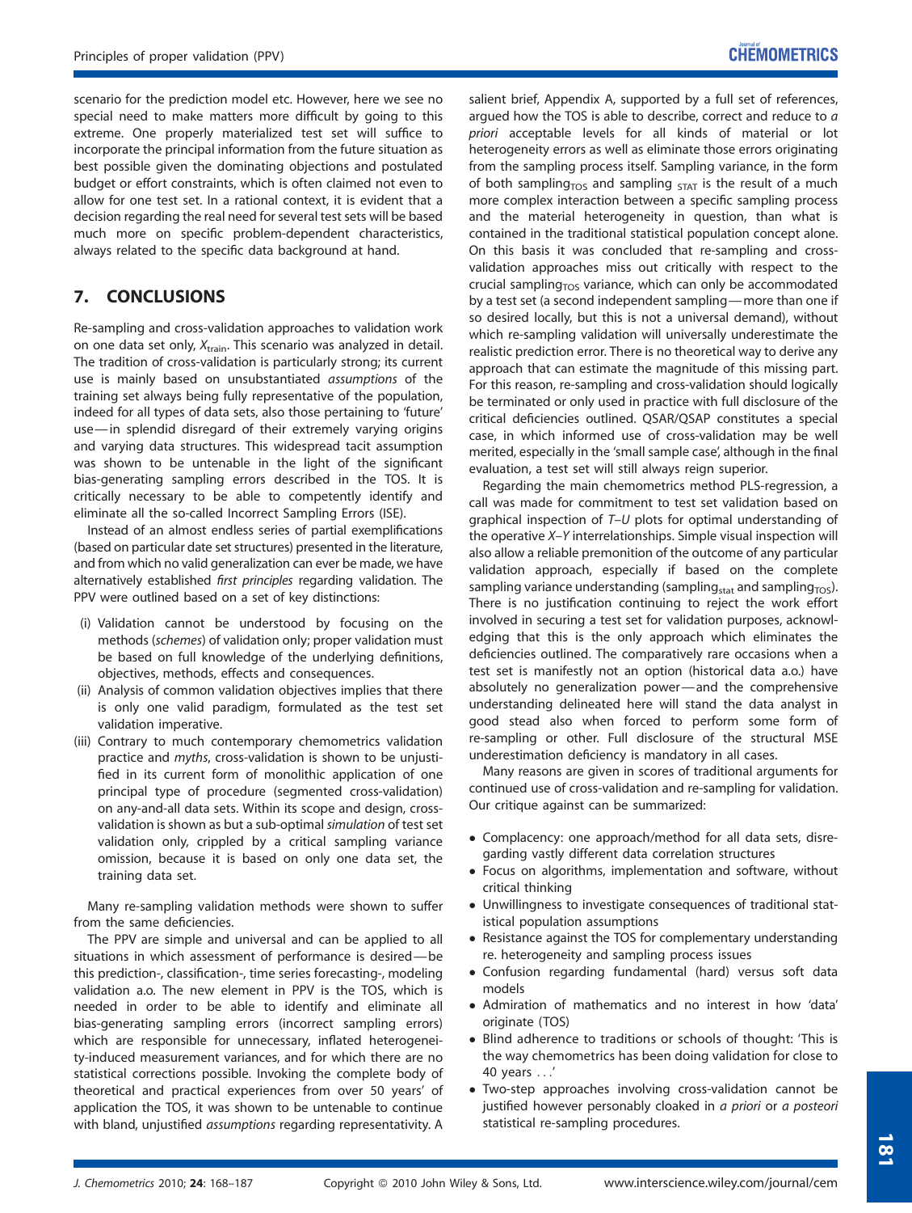scenario for the prediction model etc. However, here we see no special need to make matters more difficult by going to this extreme. One properly materialized test set will suffice to incorporate the principal information from the future situation as best possible given the dominating objections and postulated budget or effort constraints, which is often claimed not even to allow for one test set. In a rational context, it is evident that a decision regarding the real need for several test sets will be based much more on specific problem-dependent characteristics, always related to the specific data background at hand.

## 7. CONCLUSIONS

Re-sampling and cross-validation approaches to validation work on one data set only, $X_{\text{train}}$. This scenario was analyzed in detail. The tradition of cross-validation is particularly strong; its current use is mainly based on unsubstantiated *assumptions* of the training set always being fully representative of the population, indeed for all types of data sets, also those pertaining to 'future' use—in splendid disregard of their extremely varying origins and varying data structures. This widespread tacit assumption was shown to be untenable in the light of the significant bias-generating sampling errors described in the TOS. It is critically necessary to be able to competently identify and eliminate all the so-called Incorrect Sampling Errors (ISE).

Instead of an almost endless series of partial exemplifications (based on particular date set structures) presented in the literature, and from which no valid generalization can ever be made, we have alternatively established *first principles* regarding validation. The PPV were outlined based on a set of key distinctions:

(i) Validation cannot be understood by focusing on the methods (*schemes*) of validation only; proper validation must be based on full knowledge of the underlying definitions, objectives, methods, effects and consequences.
(ii) Analysis of common validation objectives implies that there is only one valid paradigm, formulated as the test set validation imperative.
(iii) Contrary to much contemporary chemometrics validation practice and *myths*, cross-validation is shown to be unjustified in its current form of monolithic application of one principal type of procedure (segmented cross-validation) on any-and-all data sets. Within its scope and design, cross-validation is shown as but a sub-optimal *simulation* of test set validation only, crippled by a critical sampling variance omission, because it is based on only one data set, the training data set.

Many re-sampling validation methods were shown to suffer from the same deficiencies.

The PPV are simple and universal and can be applied to all situations in which assessment of performance is desired—be this prediction-, classification-, time series forecasting-, modeling validation a.o. The new element in PPV is the TOS, which is needed in order to be able to identify and eliminate all bias-generating sampling errors (incorrect sampling errors) which are responsible for unnecessary, inflated heterogeneity-induced measurement variances, and for which there are no statistical corrections possible. Invoking the complete body of theoretical and practical experiences from over 50 years' of application the TOS, it was shown to be untenable to continue with bland, unjustified *assumptions* regarding representativity. A salient brief, Appendix A, supported by a full set of references, argued how the TOS is able to describe, correct and reduce to *a priori* acceptable levels for all kinds of material or lot heterogeneity errors as well as eliminate those errors originating from the sampling process itself. Sampling variance, in the form of both sampling$_{\text{TOS}}$ and sampling $_{\text{STAT}}$ is the result of a much more complex interaction between a specific sampling process and the material heterogeneity in question, than what is contained in the traditional statistical population concept alone. On this basis it was concluded that re-sampling and cross-validation approaches miss out critically with respect to the crucial sampling$_{\text{TOS}}$ variance, which can only be accommodated by a test set (a second independent sampling—more than one if so desired locally, but this is not a universal demand), without which re-sampling validation will universally underestimate the realistic prediction error. There is no theoretical way to derive any approach that can estimate the magnitude of this missing part. For this reason, re-sampling and cross-validation should logically be terminated or only used in practice with full disclosure of the critical deficiencies outlined. QSAR/QSAP constitutes a special case, in which informed use of cross-validation may be well merited, especially in the 'small sample case', although in the final evaluation, a test set will still always reign superior.

Regarding the main chemometrics method PLS-regression, a call was made for commitment to test set validation based on graphical inspection of *T–U* plots for optimal understanding of the operative *X–Y* interrelationships. Simple visual inspection will also allow a reliable premonition of the outcome of any particular validation approach, especially if based on the complete sampling variance understanding (sampling$_{\text{stat}}$ and sampling$_{\text{TOS}}$). There is no justification continuing to reject the work effort involved in securing a test set for validation purposes, acknowledging that this is the only approach which eliminates the deficiencies outlined. The comparatively rare occasions when a test set is manifestly not an option (historical data a.o.) have absolutely no generalization power—and the comprehensive understanding delineated here will stand the data analyst in good stead also when forced to perform some form of re-sampling or other. Full disclosure of the structural MSE underestimation deficiency is mandatory in all cases.

Many reasons are given in scores of traditional arguments for continued use of cross-validation and re-sampling for validation. Our critique against can be summarized:

- Complacency: one approach/method for all data sets, disregarding vastly different data correlation structures
- Focus on algorithms, implementation and software, without critical thinking
- Unwillingness to investigate consequences of traditional statistical population assumptions
- Resistance against the TOS for complementary understanding re. heterogeneity and sampling process issues
- Confusion regarding fundamental (hard) versus soft data models
- Admiration of mathematics and no interest in how 'data' originate (TOS)
- Blind adherence to traditions or schools of thought: 'This is the way chemometrics has been doing validation for close to 40 years ...'
- Two-step approaches involving cross-validation cannot be justified however personably cloaked in *a priori* or *a posteori* statistical re-sampling procedures.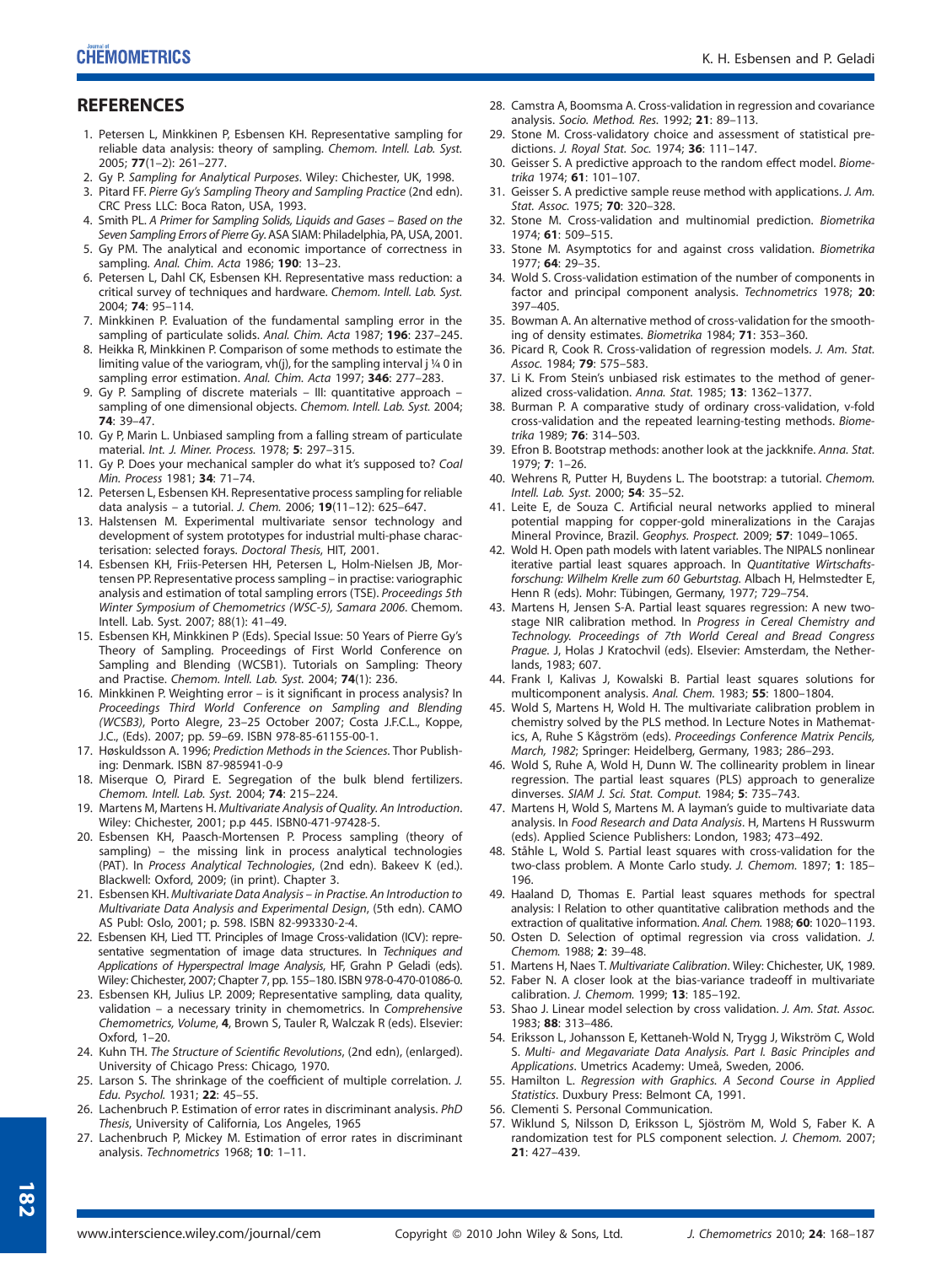## REFERENCES

1. Petersen L, Minkkinen P, Esbensen KH. Representative sampling for reliable data analysis: theory of sampling. *Chemom. Intell. Lab. Syst.* 2005; **77**(1–2): 261–277.
2. Gy P. *Sampling for Analytical Purposes*. Wiley: Chichester, UK, 1998.
3. Pitard FF. *Pierre Gy's Sampling Theory and Sampling Practice* (2nd edn). CRC Press LLC: Boca Raton, USA, 1993.
4. Smith PL. *A Primer for Sampling Solids, Liquids and Gases – Based on the Seven Sampling Errors of Pierre Gy*. ASA SIAM: Philadelphia, PA, USA, 2001.
5. Gy PM. The analytical and economic importance of correctness in sampling. *Anal. Chim. Acta* 1986; **190**: 13–23.
6. Petersen L, Dahl CK, Esbensen KH. Representative mass reduction: a critical survey of techniques and hardware. *Chemom. Intell. Lab. Syst.* 2004; **74**: 95–114.
7. Minkkinen P. Evaluation of the fundamental sampling error in the sampling of particulate solids. *Anal. Chim. Acta* 1987; **196**: 237–245.
8. Heikka R, Minkkinen P. Comparison of some methods to estimate the limiting value of the variogram, vh(j), for the sampling interval j ¼ 0 in sampling error estimation. *Anal. Chim. Acta* 1997; **346**: 277–283.
9. Gy P. Sampling of discrete materials – III: quantitative approach – sampling of one dimensional objects. *Chemom. Intell. Lab. Syst.* 2004; **74**: 39–47.
10. Gy P, Marin L. Unbiased sampling from a falling stream of particulate material. *Int. J. Miner. Process.* 1978; **5**: 297–315.
11. Gy P. Does your mechanical sampler do what it's supposed to? *Coal Min. Process* 1981; **34**: 71–74.
12. Petersen L, Esbensen KH. Representative process sampling for reliable data analysis – a tutorial. *J. Chem.* 2006; **19**(11–12): 625–647.
13. Halstensen M. Experimental multivariate sensor technology and development of system prototypes for industrial multi-phase characterisation: selected forays. *Doctoral Thesis*, HIT, 2001.
14. Esbensen KH, Friis-Petersen HH, Petersen L, Holm-Nielsen JB, Mortensen PP. Representative process sampling – in practise: variographic analysis and estimation of total sampling errors (TSE). *Proceedings 5th Winter Symposium of Chemometrics (WSC-5), Samara 2006*. Chemom. Intell. Lab. Syst. 2007; 88(1): 41–49.
15. Esbensen KH, Minkkinen P (Eds). Special Issue: 50 Years of Pierre Gy's Theory of Sampling. Proceedings of First World Conference on Sampling and Blending (WCSB1). Tutorials on Sampling: Theory and Practise. *Chemom. Intell. Lab. Syst.* 2004; **74**(1): 236.
16. Minkkinen P. Weighting error – is it significant in process analysis? In *Proceedings Third World Conference on Sampling and Blending (WCSB3)*, Porto Alegre, 23–25 October 2007; Costa J.F.C.L., Koppe, J.C., (Eds). 2007; pp. 59–69. ISBN 978-85-61155-00-1.
17. Høskuldsson A. 1996; *Prediction Methods in the Sciences*. Thor Publishing: Denmark. ISBN 87-985941-0-9
18. Miserque O, Pirard E. Segregation of the bulk blend fertilizers. *Chemom. Intell. Lab. Syst.* 2004; **74**: 215–224.
19. Martens M, Martens H. *Multivariate Analysis of Quality. An Introduction*. Wiley: Chichester, 2001; p.p 445. ISBN0-471-97428-5.
20. Esbensen KH, Paasch-Mortensen P. Process sampling (theory of sampling) – the missing link in process analytical technologies (PAT). In *Process Analytical Technologies*, (2nd edn). Bakeev K (ed.). Blackwell: Oxford, 2009; (in print). Chapter 3.
21. Esbensen KH. *Multivariate Data Analysis – in Practise. An Introduction to Multivariate Data Analysis and Experimental Design*, (5th edn). CAMO AS Publ: Oslo, 2001; p. 598. ISBN 82-993330-2-4.
22. Esbensen KH, Lied TT. Principles of Image Cross-validation (ICV): representative segmentation of image data structures. In *Techniques and Applications of Hyperspectral Image Analysis*, HF, Grahn P Geladi (eds). Wiley: Chichester, 2007; Chapter 7, pp. 155–180. ISBN 978-0-470-01086-0.
23. Esbensen KH, Julius LP. 2009; Representative sampling, data quality, validation – a necessary trinity in chemometrics. In *Comprehensive Chemometrics, Volume*, **4**, Brown S, Tauler R, Walczak R (eds). Elsevier: Oxford, 1–20.
24. Kuhn TH. *The Structure of Scientific Revolutions*, (2nd edn), (enlarged). University of Chicago Press: Chicago, 1970.
25. Larson S. The shrinkage of the coefficient of multiple correlation. *J. Edu. Psychol.* 1931; **22**: 45–55.
26. Lachenbruch P. Estimation of error rates in discriminant analysis. *PhD Thesis*, University of California, Los Angeles, 1965
27. Lachenbruch P, Mickey M. Estimation of error rates in discriminant analysis. *Technometrics* 1968; **10**: 1–11.
28. Camstra A, Boomsma A. Cross-validation in regression and covariance analysis. *Socio. Method. Res.* 1992; **21**: 89–113.
29. Stone M. Cross-validatory choice and assessment of statistical predictions. *J. Royal Stat. Soc.* 1974; **36**: 111–147.
30. Geisser S. A predictive approach to the random effect model. *Biometrika* 1974; **61**: 101–107.
31. Geisser S. A predictive sample reuse method with applications. *J. Am. Stat. Assoc.* 1975; **70**: 320–328.
32. Stone M. Cross-validation and multinomial prediction. *Biometrika* 1974; **61**: 509–515.
33. Stone M. Asymptotics for and against cross validation. *Biometrika* 1977; **64**: 29–35.
34. Wold S. Cross-validation estimation of the number of components in factor and principal component analysis. *Technometrics* 1978; **20**: 397–405.
35. Bowman A. An alternative method of cross-validation for the smoothing of density estimates. *Biometrika* 1984; **71**: 353–360.
36. Picard R, Cook R. Cross-validation of regression models. *J. Am. Stat. Assoc.* 1984; **79**: 575–583.
37. Li K. From Stein's unbiased risk estimates to the method of generalized cross-validation. *Anna. Stat.* 1985; **13**: 1362–1377.
38. Burman P. A comparative study of ordinary cross-validation, v-fold cross-validation and the repeated learning-testing methods. *Biometrika* 1989; **76**: 314–503.
39. Efron B. Bootstrap methods: another look at the jackknife. *Anna. Stat.* 1979; **7**: 1–26.
40. Wehrens R, Putter H, Buydens L. The bootstrap: a tutorial. *Chemom. Intell. Lab. Syst.* 2000; **54**: 35–52.
41. Leite E, de Souza C. Artificial neural networks applied to mineral potential mapping for copper-gold mineralizations in the Carajas Mineral Province, Brazil. *Geophys. Prospect.* 2009; **57**: 1049–1065.
42. Wold H. Open path models with latent variables. The NIPALS nonlinear iterative partial least squares approach. In *Quantitative Wirtschaftsforschung: Wilhelm Krelle zum 60 Geburtstag*. Albach H, Helmstedter E, Henn R (eds). Mohr: Tübingen, Germany, 1977; 729–754.
43. Martens H, Jensen S-A. Partial least squares regression: A new two-stage NIR calibration method. In *Progress in Cereal Chemistry and Technology. Proceedings of 7th World Cereal and Bread Congress Prague*. J, Holas J Kratochvil (eds). Elsevier: Amsterdam, the Netherlands, 1983; 607.
44. Frank I, Kalivas J, Kowalski B. Partial least squares solutions for multicomponent analysis. *Anal. Chem.* 1983; **55**: 1800–1804.
45. Wold S, Martens H, Wold H. The multivariate calibration problem in chemistry solved by the PLS method. In Lecture Notes in Mathematics, A, Ruhe S Kågström (eds). *Proceedings Conference Matrix Pencils, March, 1982*; Springer: Heidelberg, Germany, 1983; 286–293.
46. Wold S, Ruhe A, Wold H, Dunn W. The collinearity problem in linear regression. The partial least squares (PLS) approach to generalize dinverses. *SIAM J. Sci. Stat. Comput.* 1984; **5**: 735–743.
47. Martens H, Wold S, Martens M. A layman's guide to multivariate data analysis. In *Food Research and Data Analysis*. H, Martens H Russwurm (eds). Applied Science Publishers: London, 1983; 473–492.
48. Ståhle L, Wold S. Partial least squares with cross-validation for the two-class problem. A Monte Carlo study. *J. Chemom.* 1897; **1**: 185–196.
49. Haaland D, Thomas E. Partial least squares methods for spectral analysis: I Relation to other quantitative calibration methods and the extraction of qualitative information. *Anal. Chem.* 1988; **60**: 1020–1193.
50. Osten D. Selection of optimal regression via cross validation. *J. Chemom.* 1988; **2**: 39–48.
51. Martens H, Naes T. *Multivariate Calibration*. Wiley: Chichester, UK, 1989.
52. Faber N. A closer look at the bias-variance tradeoff in multivariate calibration. *J. Chemom.* 1999; **13**: 185–192.
53. Shao J. Linear model selection by cross validation. *J. Am. Stat. Assoc.* 1983; **88**: 313–486.
54. Eriksson L, Johansson E, Kettaneh-Wold N, Trygg J, Wikström C, Wold S. *Multi- and Megavariate Data Analysis. Part I. Basic Principles and Applications*. Umetrics Academy: Umeå, Sweden, 2006.
55. Hamilton L. *Regression with Graphics. A Second Course in Applied Statistics*. Duxbury Press: Belmont CA, 1991.
56. Clementi S. Personal Communication.
57. Wiklund S, Nilsson D, Eriksson L, Sjöström M, Wold S, Faber K. A randomization test for PLS component selection. *J. Chemom.* 2007; **21**: 427–439.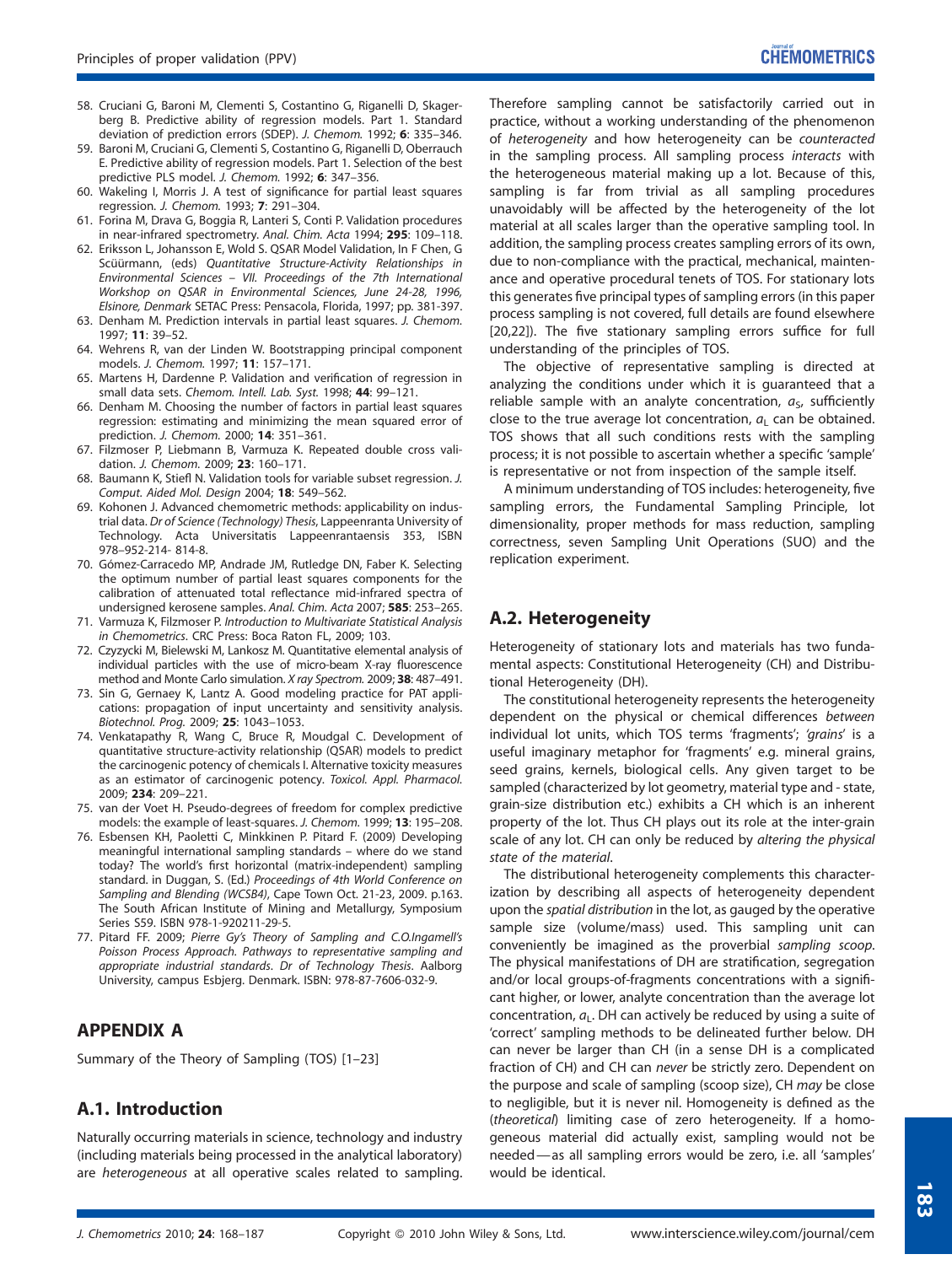58. Cruciani G, Baroni M, Clementi S, Costantino G, Riganelli D, Skagerberg B. Predictive ability of regression models. Part 1. Standard deviation of prediction errors (SDEP). *J. Chemom.* 1992; **6**: 335–346.
59. Baroni M, Cruciani G, Clementi S, Costantino G, Riganelli D, Oberrauch E. Predictive ability of regression models. Part 1. Selection of the best predictive PLS model. *J. Chemom.* 1992; **6**: 347–356.
60. Wakeling I, Morris J. A test of significance for partial least squares regression. *J. Chemom.* 1993; **7**: 291–304.
61. Forina M, Drava G, Boggia R, Lanteri S, Conti P. Validation procedures in near-infrared spectrometry. *Anal. Chim. Acta* 1994; **295**: 109–118.
62. Eriksson L, Johansson E, Wold S. QSAR Model Validation, In F Chen, G Scüürmann, (eds) *Quantitative Structure-Activity Relationships in Environmental Sciences – VII. Proceedings of the 7th International Workshop on QSAR in Environmental Sciences, June 24-28, 1996, Elsinore, Denmark* SETAC Press: Pensacola, Florida, 1997; pp. 381-397.
63. Denham M. Prediction intervals in partial least squares. *J. Chemom.* 1997; **11**: 39–52.
64. Wehrens R, van der Linden W. Bootstrapping principal component models. *J. Chemom.* 1997; **11**: 157–171.
65. Martens H, Dardenne P. Validation and verification of regression in small data sets. *Chemom. Intell. Lab. Syst.* 1998; **44**: 99–121.
66. Denham M. Choosing the number of factors in partial least squares regression: estimating and minimizing the mean squared error of prediction. *J. Chemom.* 2000; **14**: 351–361.
67. Filzmoser P, Liebmann B, Varmuza K. Repeated double cross validation. *J. Chemom.* 2009; **23**: 160–171.
68. Baumann K, Stiefl N. Validation tools for variable subset regression. *J. Comput. Aided Mol. Design* 2004; **18**: 549–562.
69. Kohonen J. Advanced chemometric methods: applicability on industrial data. *Dr of Science (Technology) Thesis*, Lappeenranta University of Technology. Acta Universitatis Lappeenrantaensis 353, ISBN 978–952-214- 814-8.
70. Gómez-Carracedo MP, Andrade JM, Rutledge DN, Faber K. Selecting the optimum number of partial least squares components for the calibration of attenuated total reflectance mid-infrared spectra of undersigned kerosene samples. *Anal. Chim. Acta* 2007; **585**: 253–265.
71. Varmuza K, Filzmoser P. *Introduction to Multivariate Statistical Analysis in Chemometrics*. CRC Press: Boca Raton FL, 2009; 103.
72. Czyzycki M, Bielewski M, Lankosz M. Quantitative elemental analysis of individual particles with the use of micro-beam X-ray fluorescence method and Monte Carlo simulation. *X ray Spectrom.* 2009; **38**: 487–491.
73. Sin G, Gernaey K, Lantz A. Good modeling practice for PAT applications: propagation of input uncertainty and sensitivity analysis. *Biotechnol. Prog.* 2009; **25**: 1043–1053.
74. Venkatapathy R, Wang C, Bruce R, Moudgal C. Development of quantitative structure-activity relationship (QSAR) models to predict the carcinogenic potency of chemicals I. Alternative toxicity measures as an estimator of carcinogenic potency. *Toxicol. Appl. Pharmacol.* 2009; **234**: 209–221.
75. van der Voet H. Pseudo-degrees of freedom for complex predictive models: the example of least-squares. *J. Chemom.* 1999; **13**: 195–208.
76. Esbensen KH, Paoletti C, Minkkinen P. Pitard F. (2009) Developing meaningful international sampling standards – where do we stand today? The world's first horizontal (matrix-independent) sampling standard. in Duggan, S. (Ed.) *Proceedings of 4th World Conference on Sampling and Blending (WCSB4)*, Cape Town Oct. 21-23, 2009. p.163. The South African Institute of Mining and Metallurgy, Symposium Series S59. ISBN 978-1-920211-29-5.
77. Pitard FF. 2009; *Pierre Gy's Theory of Sampling and C.O.Ingamell's Poisson Process Approach. Pathways to representative sampling and appropriate industrial standards. Dr of Technology Thesis.* Aalborg University, campus Esbjerg. Denmark. ISBN: 978-87-7606-032-9.

## APPENDIX A

Summary of the Theory of Sampling (TOS) [1–23]

## A.1. Introduction

Naturally occurring materials in science, technology and industry (including materials being processed in the analytical laboratory) are *heterogeneous* at all operative scales related to sampling. Therefore sampling cannot be satisfactorily carried out in practice, without a working understanding of the phenomenon of *heterogeneity* and how heterogeneity can be *counteracted* in the sampling process. All sampling process *interacts* with the heterogeneous material making up a lot. Because of this, sampling is far from trivial as all sampling procedures unavoidably will be affected by the heterogeneity of the lot material at all scales larger than the operative sampling tool. In addition, the sampling process creates sampling errors of its own, due to non-compliance with the practical, mechanical, maintenance and operative procedural tenets of TOS. For stationary lots this generates five principal types of sampling errors (in this paper process sampling is not covered, full details are found elsewhere [20,22]). The five stationary sampling errors suffice for full understanding of the principles of TOS.

The objective of representative sampling is directed at analyzing the conditions under which it is guaranteed that a reliable sample with an analyte concentration, $a_S$, sufficiently close to the true average lot concentration, $a_L$ can be obtained. TOS shows that all such conditions rests with the sampling process; it is not possible to ascertain whether a specific 'sample' is representative or not from inspection of the sample itself.

A minimum understanding of TOS includes: heterogeneity, five sampling errors, the Fundamental Sampling Principle, lot dimensionality, proper methods for mass reduction, sampling correctness, seven Sampling Unit Operations (SUO) and the replication experiment.

## A.2. Heterogeneity

Heterogeneity of stationary lots and materials has two fundamental aspects: Constitutional Heterogeneity (CH) and Distributional Heterogeneity (DH).

The constitutional heterogeneity represents the heterogeneity dependent on the physical or chemical differences *between* individual lot units, which TOS terms 'fragments'; *'grains'* is a useful imaginary metaphor for 'fragments' e.g. mineral grains, seed grains, kernels, biological cells. Any given target to be sampled (characterized by lot geometry, material type and - state, grain-size distribution etc.) exhibits a CH which is an inherent property of the lot. Thus CH plays out its role at the inter-grain scale of any lot. CH can only be reduced by *altering the physical state of the material*.

The distributional heterogeneity complements this characterization by describing all aspects of heterogeneity dependent upon the *spatial distribution* in the lot, as gauged by the operative sample size (volume/mass) used. This sampling unit can conveniently be imagined as the proverbial *sampling scoop*. The physical manifestations of DH are stratification, segregation and/or local groups-of-fragments concentrations with a significant higher, or lower, analyte concentration than the average lot concentration, $a_L$. DH can actively be reduced by using a suite of 'correct' sampling methods to be delineated further below. DH can never be larger than CH (in a sense DH is a complicated fraction of CH) and CH can *never* be strictly zero. Dependent on the purpose and scale of sampling (scoop size), CH *may* be close to negligible, but it is never nil. Homogeneity is defined as the (*theoretical*) limiting case of zero heterogeneity. If a homogeneous material did actually exist, sampling would not be needed — as all sampling errors would be zero, i.e. all 'samples' would be identical.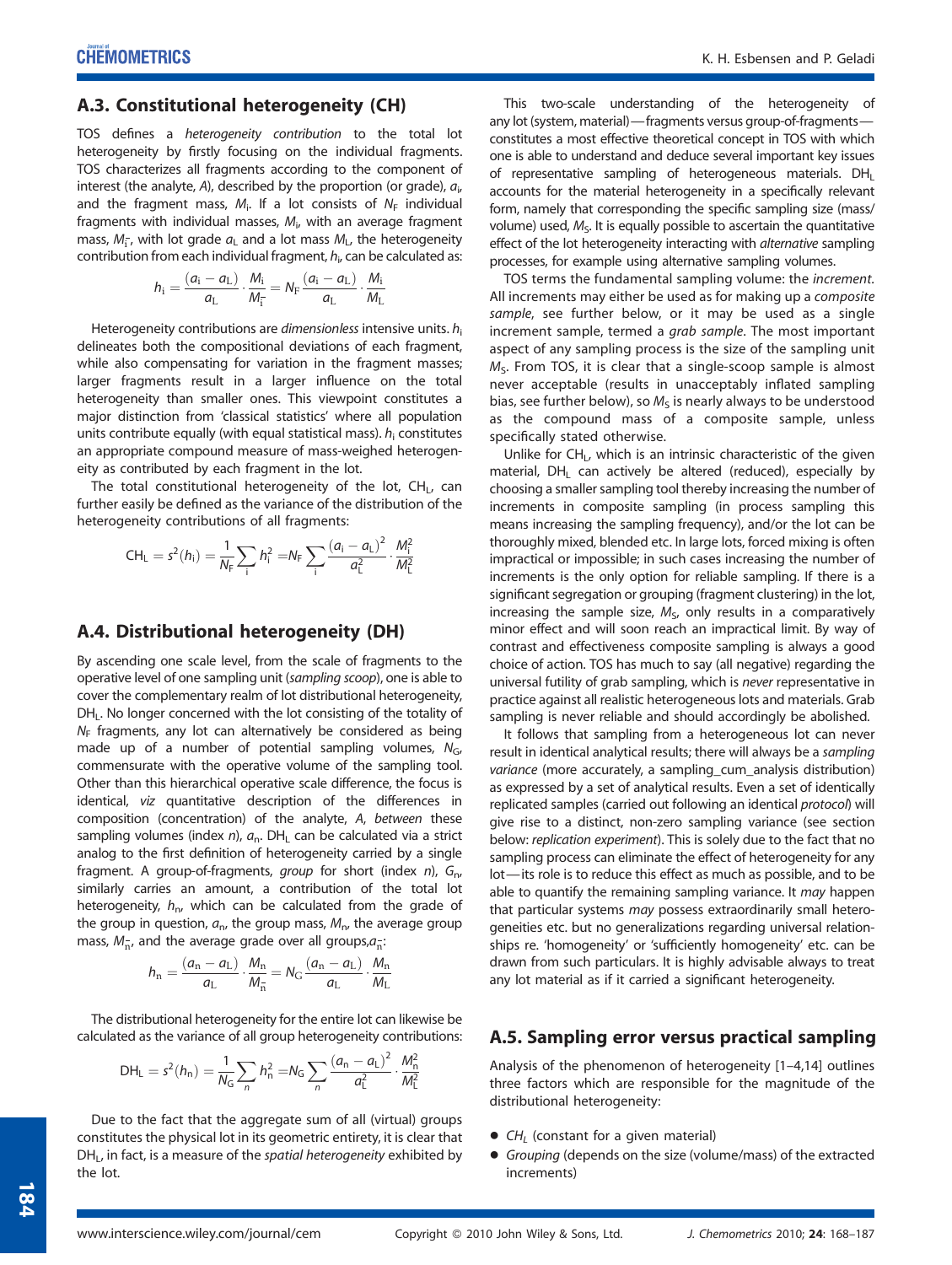## A.3. Constitutional heterogeneity (CH)

TOS defines a *heterogeneity contribution* to the total lot heterogeneity by firstly focusing on the individual fragments. TOS characterizes all fragments according to the component of interest (the analyte, *A*), described by the proportion (or grade), $a_i$, and the fragment mass, $M_i$. If a lot consists of $N_F$ individual fragments with individual masses, $M_i$, with an average fragment mass, $M_{\bar{i}}$, with lot grade $a_L$ and a lot mass $M_L$, the heterogeneity contribution from each individual fragment, $h_i$, can be calculated as:

$$h_i = \frac{(a_i - a_L)}{a_L} \cdot \frac{M_i}{M_{\bar{i}}} = N_F \frac{(a_i - a_L)}{a_L} \cdot \frac{M_i}{M_L}$$

Heterogeneity contributions are *dimensionless* intensive units. $h_i$ delineates both the compositional deviations of each fragment, while also compensating for variation in the fragment masses; larger fragments result in a larger influence on the total heterogeneity than smaller ones. This viewpoint constitutes a major distinction from 'classical statistics' where all population units contribute equally (with equal statistical mass). $h_i$ constitutes an appropriate compound measure of mass-weighed heterogeneity as contributed by each fragment in the lot.

The total constitutional heterogeneity of the lot, $CH_L$, can further easily be defined as the variance of the distribution of the heterogeneity contributions of all fragments:

$$CH_L = s^2(h_i) = \frac{1}{N_F}\sum_i h_i^2 = N_F \sum_i \frac{(a_i - a_L)^2}{a_L^2} \cdot \frac{M_i^2}{M_L^2}$$

## A.4. Distributional heterogeneity (DH)

By ascending one scale level, from the scale of fragments to the operative level of one sampling unit (*sampling scoop*), one is able to cover the complementary realm of lot distributional heterogeneity, $DH_L$. No longer concerned with the lot consisting of the totality of $N_F$ fragments, any lot can alternatively be considered as being made up of a number of potential sampling volumes, $N_G$, commensurate with the operative volume of the sampling tool. Other than this hierarchical operative scale difference, the focus is identical, *viz* quantitative description of the differences in composition (concentration) of the analyte, *A*, *between* these sampling volumes (index *n*), $a_n$. $DH_L$ can be calculated via a strict analog to the first definition of heterogeneity carried by a single fragment. A group-of-fragments, *group* for short (index *n*), $G_n$, similarly carries an amount, a contribution of the total lot heterogeneity, $h_n$, which can be calculated from the grade of the group in question, $a_n$, the group mass, $M_n$, the average group mass, $M_{\bar{n}}$, and the average grade over all groups, $a_{\bar{n}}$:

$$h_n = \frac{(a_n - a_L)}{a_L} \cdot \frac{M_n}{M_{\bar{n}}} = N_G \frac{(a_n - a_L)}{a_L} \cdot \frac{M_n}{M_L}$$

The distributional heterogeneity for the entire lot can likewise be calculated as the variance of all group heterogeneity contributions:

$$DH_L = s^2(h_n) = \frac{1}{N_G}\sum_n h_n^2 = N_G \sum_n \frac{(a_n - a_L)^2}{a_L^2} \cdot \frac{M_n^2}{M_L^2}$$

Due to the fact that the aggregate sum of all (virtual) groups constitutes the physical lot in its geometric entirety, it is clear that $DH_L$, in fact, is a measure of the *spatial heterogeneity* exhibited by the lot.

This two-scale understanding of the heterogeneity of any lot (system, material)—fragments versus group-of-fragments—constitutes a most effective theoretical concept in TOS with which one is able to understand and deduce several important key issues of representative sampling of heterogeneous materials. $DH_L$ accounts for the material heterogeneity in a specifically relevant form, namely that corresponding the specific sampling size (mass/volume) used, $M_S$. It is equally possible to ascertain the quantitative effect of the lot heterogeneity interacting with *alternative* sampling processes, for example using alternative sampling volumes.

TOS terms the fundamental sampling volume: the *increment*. All increments may either be used as for making up a *composite sample*, see further below, or it may be used as a single increment sample, termed a *grab sample*. The most important aspect of any sampling process is the size of the sampling unit $M_S$. From TOS, it is clear that a single-scoop sample is almost never acceptable (results in unacceptably inflated sampling bias, see further below), so $M_S$ is nearly always to be understood as the compound mass of a composite sample, unless specifically stated otherwise.

Unlike for $CH_L$, which is an intrinsic characteristic of the given material, $DH_L$ can actively be altered (reduced), especially by choosing a smaller sampling tool thereby increasing the number of increments in composite sampling (in process sampling this means increasing the sampling frequency), and/or the lot can be thoroughly mixed, blended etc. In large lots, forced mixing is often impractical or impossible; in such cases increasing the number of increments is the only option for reliable sampling. If there is a significant segregation or grouping (fragment clustering) in the lot, increasing the sample size, $M_S$, only results in a comparatively minor effect and will soon reach an impractical limit. By way of contrast and effectiveness composite sampling is always a good choice of action. TOS has much to say (all negative) regarding the universal futility of grab sampling, which is *never* representative in practice against all realistic heterogeneous lots and materials. Grab sampling is never reliable and should accordingly be abolished.

It follows that sampling from a heterogeneous lot can never result in identical analytical results; there will always be a *sampling variance* (more accurately, a sampling_cum_analysis distribution) as expressed by a set of analytical results. Even a set of identically replicated samples (carried out following an identical *protocol*) will give rise to a distinct, non-zero sampling variance (see section below: *replication experiment*). This is solely due to the fact that no sampling process can eliminate the effect of heterogeneity for any lot—its role is to reduce this effect as much as possible, and to be able to quantify the remaining sampling variance. It *may* happen that particular systems *may* possess extraordinarily small heterogeneities etc. but no generalizations regarding universal relationships re. 'homogeneity' or 'sufficiently homogeneity' etc. can be drawn from such particulars. It is highly advisable always to treat any lot material as if it carried a significant heterogeneity.

## A.5. Sampling error versus practical sampling

Analysis of the phenomenon of heterogeneity [1–4,14] outlines three factors which are responsible for the magnitude of the distributional heterogeneity:

- *$CH_L$* (constant for a given material)
- *Grouping* (depends on the size (volume/mass) of the extracted increments)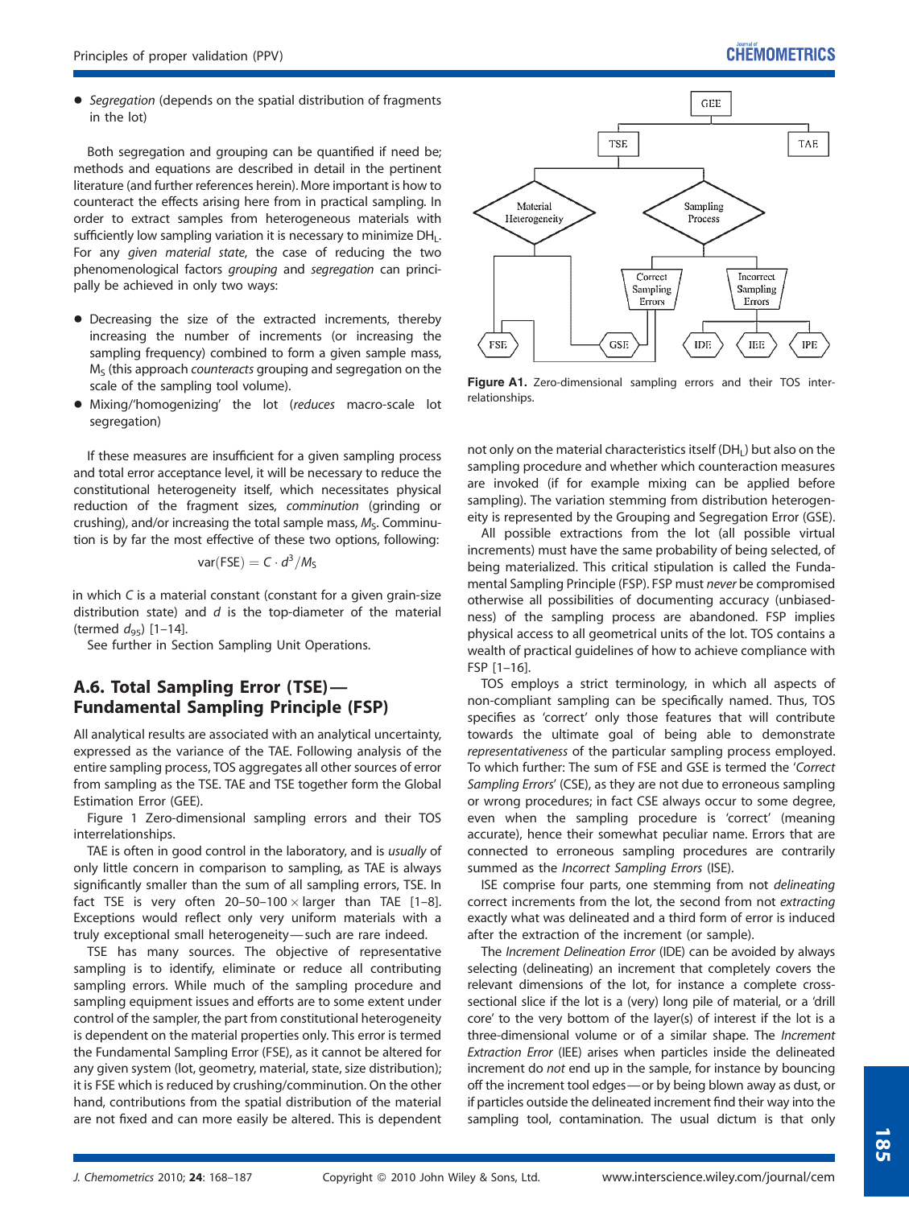- *Segregation* (depends on the spatial distribution of fragments in the lot)

Both segregation and grouping can be quantified if need be; methods and equations are described in detail in the pertinent literature (and further references herein). More important is how to counteract the effects arising here from in practical sampling. In order to extract samples from heterogeneous materials with sufficiently low sampling variation it is necessary to minimize $DH_L$. For any *given material state*, the case of reducing the two phenomenological factors *grouping* and *segregation* can principally be achieved in only two ways:

- Decreasing the size of the extracted increments, thereby increasing the number of increments (or increasing the sampling frequency) combined to form a given sample mass, $M_S$ (this approach *counteracts* grouping and segregation on the scale of the sampling tool volume).
- Mixing/'homogenizing' the lot (*reduces* macro-scale lot segregation)

If these measures are insufficient for a given sampling process and total error acceptance level, it will be necessary to reduce the constitutional heterogeneity itself, which necessitates physical reduction of the fragment sizes, *comminution* (grinding or crushing), and/or increasing the total sample mass, $M_S$. Comminution is by far the most effective of these two options, following:

$$\text{var(FSE)} = C \cdot d^3 / M_S$$

in which $C$ is a material constant (constant for a given grain-size distribution state) and $d$ is the top-diameter of the material (termed $d_{95}$) [1–14].

See further in Section Sampling Unit Operations.

## A.6. Total Sampling Error (TSE)—Fundamental Sampling Principle (FSP)

All analytical results are associated with an analytical uncertainty, expressed as the variance of the TAE. Following analysis of the entire sampling process, TOS aggregates all other sources of error from sampling as the TSE. TAE and TSE together form the Global Estimation Error (GEE).

Figure 1 Zero-dimensional sampling errors and their TOS interrelationships.

TAE is often in good control in the laboratory, and is *usually* of only little concern in comparison to sampling, as TAE is always significantly smaller than the sum of all sampling errors, TSE. In fact TSE is very often 20–50–100 × larger than TAE [1–8]. Exceptions would reflect only very uniform materials with a truly exceptional small heterogeneity—such are rare indeed.

TSE has many sources. The objective of representative sampling is to identify, eliminate or reduce all contributing sampling errors. While much of the sampling procedure and sampling equipment issues and efforts are to some extent under control of the sampler, the part from constitutional heterogeneity is dependent on the material properties only. This error is termed the Fundamental Sampling Error (FSE), as it cannot be altered for any given system (lot, geometry, material, state, size distribution); it is FSE which is reduced by crushing/comminution. On the other hand, contributions from the spatial distribution of the material are not fixed and can more easily be altered. This is dependent not only on the material characteristics itself ($DH_L$) but also on the sampling procedure and whether which counteraction measures are invoked (if for example mixing can be applied before sampling). The variation stemming from distribution heterogeneity is represented by the Grouping and Segregation Error (GSE).

All possible extractions from the lot (all possible virtual increments) must have the same probability of being selected, of being materialized. This critical stipulation is called the Fundamental Sampling Principle (FSP). FSP must *never* be compromised otherwise all possibilities of documenting accuracy (unbiasedness) of the sampling process are abandoned. FSP implies physical access to all geometrical units of the lot. TOS contains a wealth of practical guidelines of how to achieve compliance with FSP [1–16].

TOS employs a strict terminology, in which all aspects of non-compliant sampling can be specifically named. Thus, TOS specifies as 'correct' only those features that will contribute towards the ultimate goal of being able to demonstrate *representativeness* of the particular sampling process employed. To which further: The sum of FSE and GSE is termed the '*Correct Sampling Errors*' (CSE), as they are not due to erroneous sampling or wrong procedures; in fact CSE always occur to some degree, even when the sampling procedure is 'correct' (meaning accurate), hence their somewhat peculiar name. Errors that are connected to erroneous sampling procedures are contrarily summed as the *Incorrect Sampling Errors* (ISE).

ISE comprise four parts, one stemming from not *delineating* correct increments from the lot, the second from not *extracting* exactly what was delineated and a third form of error is induced after the extraction of the increment (or sample).

The *Increment Delineation Error* (IDE) can be avoided by always selecting (delineating) an increment that completely covers the relevant dimensions of the lot, for instance a complete cross-sectional slice if the lot is a (very) long pile of material, or a 'drill core' to the very bottom of the layer(s) of interest if the lot is a three-dimensional volume or of a similar shape. The *Increment Extraction Error* (IEE) arises when particles inside the delineated increment do *not* end up in the sample, for instance by bouncing off the increment tool edges—or by being blown away as dust, or if particles outside the delineated increment find their way into the sampling tool, contamination. The usual dictum is that only

**Figure A1.** Zero-dimensional sampling errors and their TOS interrelationships.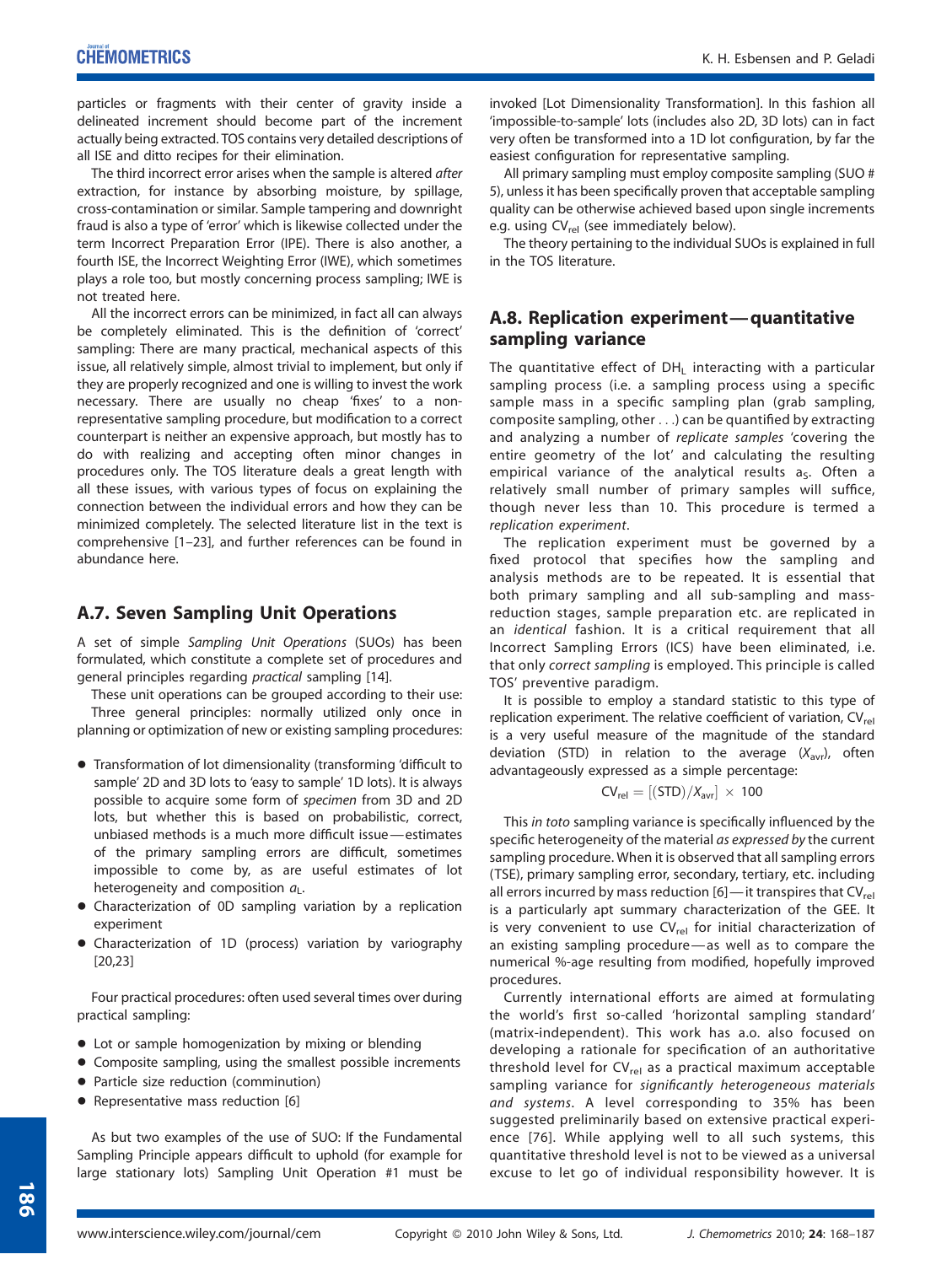particles or fragments with their center of gravity inside a delineated increment should become part of the increment actually being extracted. TOS contains very detailed descriptions of all ISE and ditto recipes for their elimination.

The third incorrect error arises when the sample is altered *after* extraction, for instance by absorbing moisture, by spillage, cross-contamination or similar. Sample tampering and downright fraud is also a type of 'error' which is likewise collected under the term Incorrect Preparation Error (IPE). There is also another, a fourth ISE, the Incorrect Weighting Error (IWE), which sometimes plays a role too, but mostly concerning process sampling; IWE is not treated here.

All the incorrect errors can be minimized, in fact all can always be completely eliminated. This is the definition of 'correct' sampling: There are many practical, mechanical aspects of this issue, all relatively simple, almost trivial to implement, but only if they are properly recognized and one is willing to invest the work necessary. There are usually no cheap 'fixes' to a non-representative sampling procedure, but modification to a correct counterpart is neither an expensive approach, but mostly has to do with realizing and accepting often minor changes in procedures only. The TOS literature deals a great length with all these issues, with various types of focus on explaining the connection between the individual errors and how they can be minimized completely. The selected literature list in the text is comprehensive [1–23], and further references can be found in abundance here.

## A.7. Seven Sampling Unit Operations

A set of simple *Sampling Unit Operations* (SUOs) has been formulated, which constitute a complete set of procedures and general principles regarding *practical* sampling [14].

These unit operations can be grouped according to their use: Three general principles: normally utilized only once in planning or optimization of new or existing sampling procedures:

- Transformation of lot dimensionality (transforming 'difficult to sample' 2D and 3D lots to 'easy to sample' 1D lots). It is always possible to acquire some form of *specimen* from 3D and 2D lots, but whether this is based on probabilistic, correct, unbiased methods is a much more difficult issue—estimates of the primary sampling errors are difficult, sometimes impossible to come by, as are useful estimates of lot heterogeneity and composition $a_L$.
- Characterization of 0D sampling variation by a replication experiment
- Characterization of 1D (process) variation by variography [20,23]

Four practical procedures: often used several times over during practical sampling:

- Lot or sample homogenization by mixing or blending
- Composite sampling, using the smallest possible increments
- Particle size reduction (comminution)
- Representative mass reduction [6]

As but two examples of the use of SUO: If the Fundamental Sampling Principle appears difficult to uphold (for example for large stationary lots) Sampling Unit Operation #1 must be invoked [Lot Dimensionality Transformation]. In this fashion all 'impossible-to-sample' lots (includes also 2D, 3D lots) can in fact very often be transformed into a 1D lot configuration, by far the easiest configuration for representative sampling.

All primary sampling must employ composite sampling (SUO # 5), unless it has been specifically proven that acceptable sampling quality can be otherwise achieved based upon single increments e.g. using $CV_{rel}$ (see immediately below).

The theory pertaining to the individual SUOs is explained in full in the TOS literature.

## A.8. Replication experiment—quantitative sampling variance

The quantitative effect of $DH_L$ interacting with a particular sampling process (i.e. a sampling process using a specific sample mass in a specific sampling plan (grab sampling, composite sampling, other . . .) can be quantified by extracting and analyzing a number of *replicate samples* 'covering the entire geometry of the lot' and calculating the resulting empirical variance of the analytical results $a_S$. Often a relatively small number of primary samples will suffice, though never less than 10. This procedure is termed a *replication experiment*.

The replication experiment must be governed by a fixed protocol that specifies how the sampling and analysis methods are to be repeated. It is essential that both primary sampling and all sub-sampling and mass-reduction stages, sample preparation etc. are replicated in an *identical* fashion. It is a critical requirement that all Incorrect Sampling Errors (ICS) have been eliminated, i.e. that only *correct sampling* is employed. This principle is called TOS' preventive paradigm.

It is possible to employ a standard statistic to this type of replication experiment. The relative coefficient of variation, $CV_{rel}$ is a very useful measure of the magnitude of the standard deviation (STD) in relation to the average ($X_{avr}$), often advantageously expressed as a simple percentage:

$$CV_{rel} = [(STD)/X_{avr}] \times 100$$

This *in toto* sampling variance is specifically influenced by the specific heterogeneity of the material *as expressed by* the current sampling procedure. When it is observed that all sampling errors (TSE), primary sampling error, secondary, tertiary, etc. including all errors incurred by mass reduction [6]—it transpires that $CV_{rel}$ is a particularly apt summary characterization of the GEE. It is very convenient to use $CV_{rel}$ for initial characterization of an existing sampling procedure—as well as to compare the numerical %-age resulting from modified, hopefully improved procedures.

Currently international efforts are aimed at formulating the world's first so-called 'horizontal sampling standard' (matrix-independent). This work has a.o. also focused on developing a rationale for specification of an authoritative threshold level for $CV_{rel}$ as a practical maximum acceptable sampling variance for *significantly heterogeneous materials and systems*. A level corresponding to 35% has been suggested preliminarily based on extensive practical experience [76]. While applying well to all such systems, this quantitative threshold level is not to be viewed as a universal excuse to let go of individual responsibility however. It is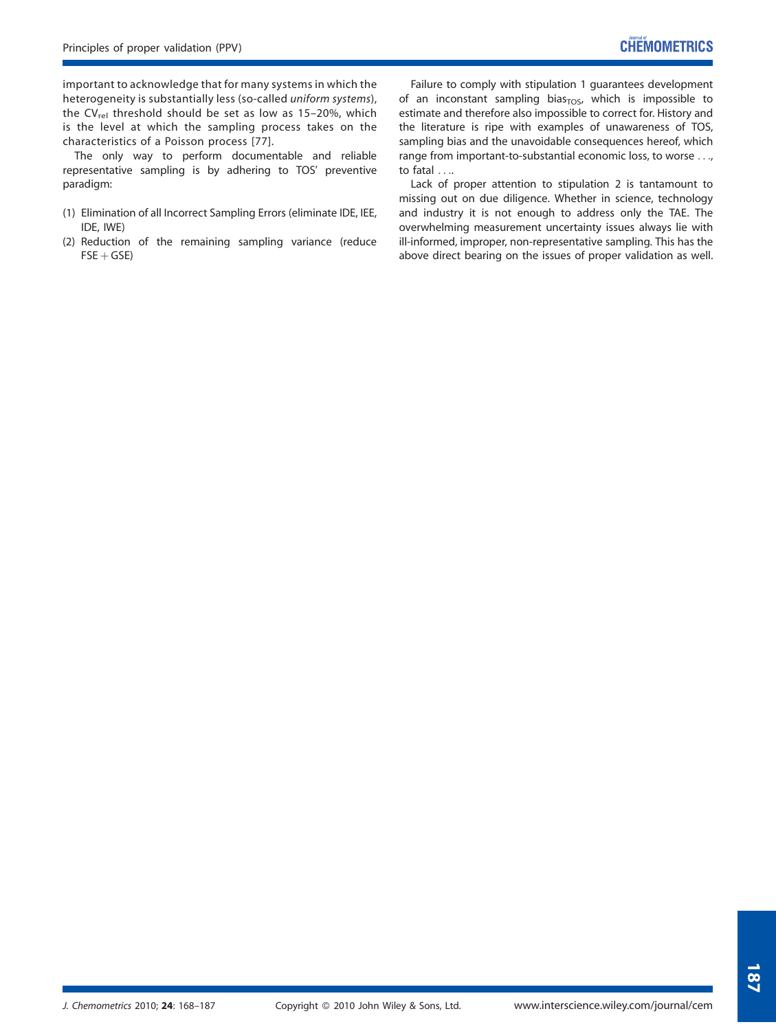important to acknowledge that for many systems in which the heterogeneity is substantially less (so-called *uniform systems*), the $CV_{rel}$ threshold should be set as low as 15–20%, which is the level at which the sampling process takes on the characteristics of a Poisson process [77].

The only way to perform documentable and reliable representative sampling is by adhering to TOS' preventive paradigm:

(1) Elimination of all Incorrect Sampling Errors (eliminate IDE, IEE, IDE, IWE)
(2) Reduction of the remaining sampling variance (reduce FSE + GSE)

Failure to comply with stipulation 1 guarantees development of an inconstant sampling $bias_{TOS}$, which is impossible to estimate and therefore also impossible to correct for. History and the literature is ripe with examples of unawareness of TOS, sampling bias and the unavoidable consequences hereof, which range from important-to-substantial economic loss, to worse . . ., to fatal . . ..

Lack of proper attention to stipulation 2 is tantamount to missing out on due diligence. Whether in science, technology and industry it is not enough to address only the TAE. The overwhelming measurement uncertainty issues always lie with ill-informed, improper, non-representative sampling. This has the above direct bearing on the issues of proper validation as well.